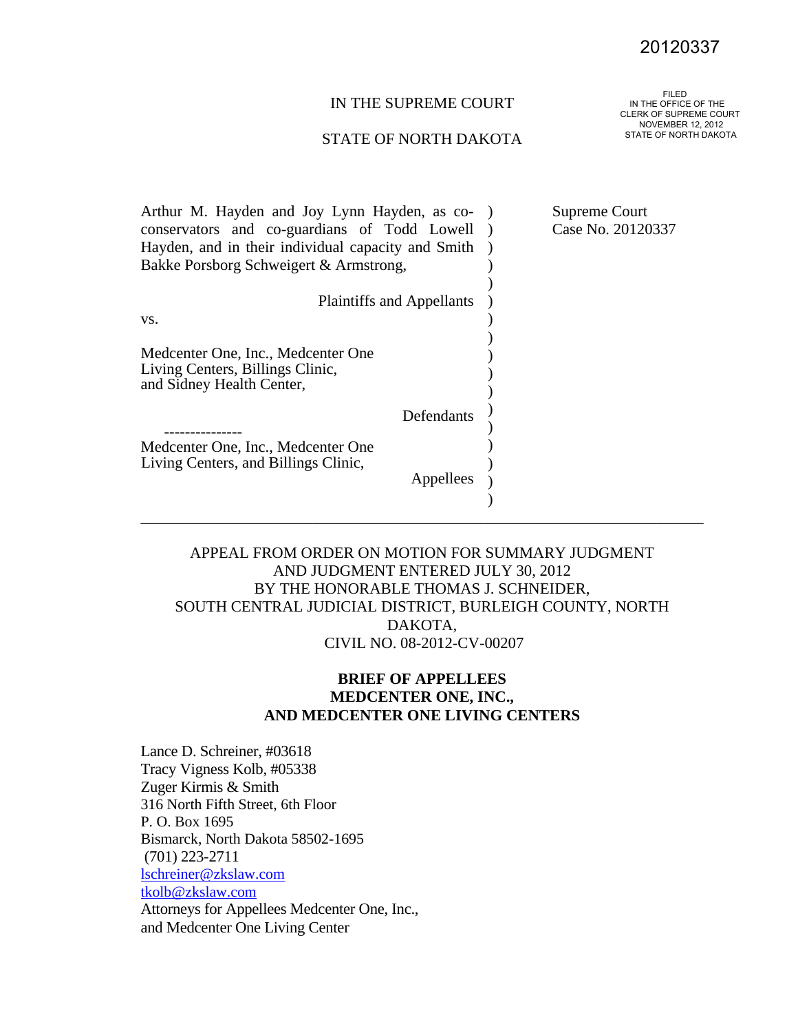20120337

IN THE SUPREME COURT

STATE OF NORTH DAKOTA

FILED
IN THE OFFICE OF THE
CLERK OF SUPREME COURT
NOVEMBER 12, 2012
STATE OF NORTH DAKOTA

Arthur M. Hayden and Joy Lynn Hayden, as co-conservators and co-guardians of Todd Lowell Hayden, and in their individual capacity and Smith Bakke Porsborg Schweigert & Armstrong,

Plaintiffs and Appellants

vs.

Medcenter One, Inc., Medcenter One Living Centers, Billings Clinic, and Sidney Health Center,

Defendants

---------------

Medcenter One, Inc., Medcenter One Living Centers, and Billings Clinic,

Appellees

Supreme Court
Case No. 20120337

---

APPEAL FROM ORDER ON MOTION FOR SUMMARY JUDGMENT
AND JUDGMENT ENTERED JULY 30, 2012
BY THE HONORABLE THOMAS J. SCHNEIDER,
SOUTH CENTRAL JUDICIAL DISTRICT, BURLEIGH COUNTY, NORTH DAKOTA,
CIVIL NO. 08-2012-CV-00207

**BRIEF OF APPELLEES**
**MEDCENTER ONE, INC.,**
**AND MEDCENTER ONE LIVING CENTERS**

Lance D. Schreiner, #03618
Tracy Vigness Kolb, #05338
Zuger Kirmis & Smith
316 North Fifth Street, 6th Floor
P. O. Box 1695
Bismarck, North Dakota 58502-1695
(701) 223-2711
lschreiner@zkslaw.com
tkolb@zkslaw.com
Attorneys for Appellees Medcenter One, Inc., and Medcenter One Living Center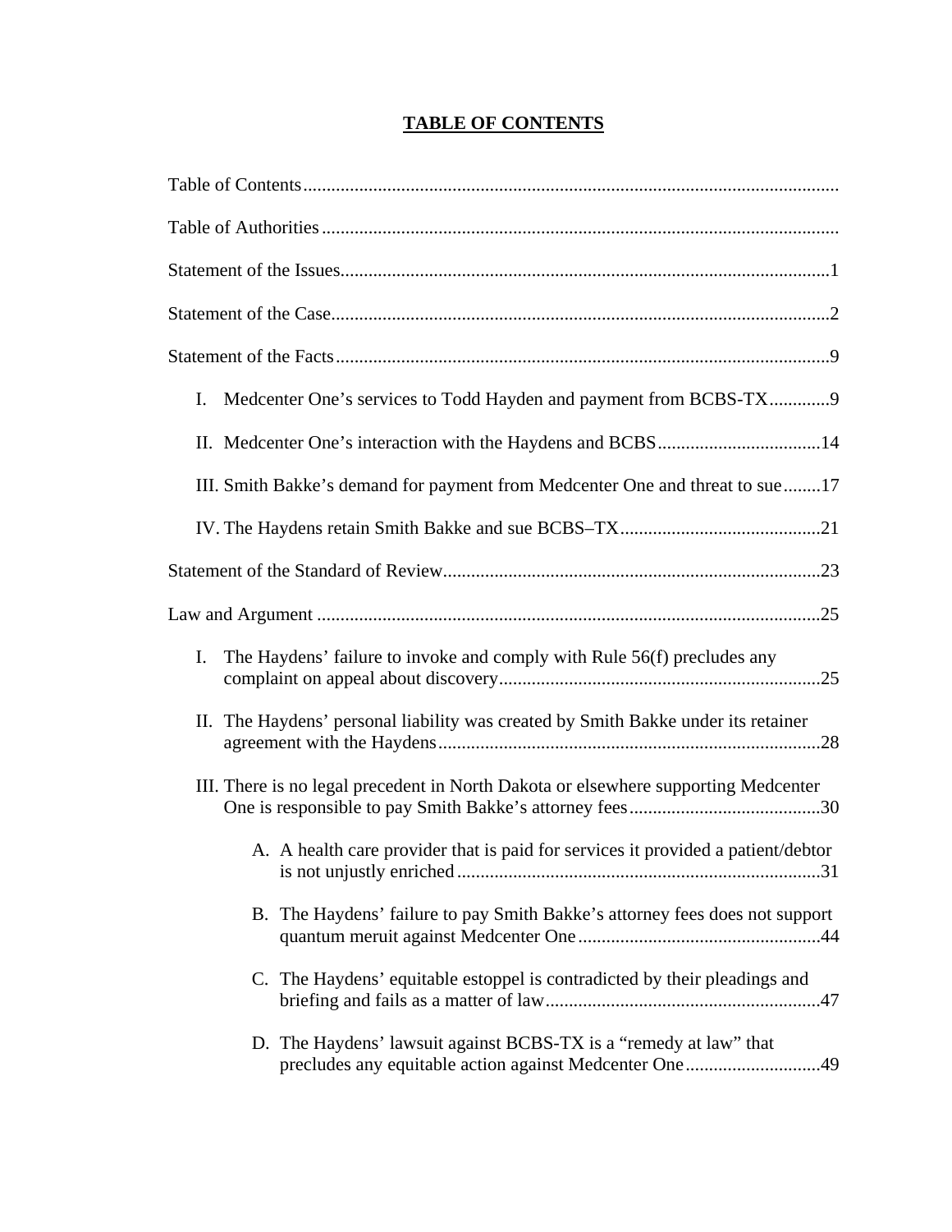# TABLE OF CONTENTS

Table of Contents ..................................................................................................................

Table of Authorities ..............................................................................................................

Statement of the Issues.........................................................................................................1

Statement of the Case...........................................................................................................2

Statement of the Facts ..........................................................................................................9

- I. Medcenter One's services to Todd Hayden and payment from BCBS-TX.............9
- II. Medcenter One's interaction with the Haydens and BCBS...................................14
- III. Smith Bakke's demand for payment from Medcenter One and threat to sue........17
- IV. The Haydens retain Smith Bakke and sue BCBS–TX...........................................21

Statement of the Standard of Review.................................................................................23

Law and Argument ............................................................................................................25

- I. The Haydens' failure to invoke and comply with Rule 56(f) precludes any complaint on appeal about discovery.....................................................................25
- II. The Haydens' personal liability was created by Smith Bakke under its retainer agreement with the Haydens..................................................................................28
- III. There is no legal precedent in North Dakota or elsewhere supporting Medcenter One is responsible to pay Smith Bakke's attorney fees.........................................30
  - A. A health care provider that is paid for services it provided a patient/debtor is not unjustly enriched .............................................................................31
  - B. The Haydens' failure to pay Smith Bakke's attorney fees does not support quantum meruit against Medcenter One ....................................................44
  - C. The Haydens' equitable estoppel is contradicted by their pleadings and briefing and fails as a matter of law..........................................................47
  - D. The Haydens' lawsuit against BCBS-TX is a "remedy at law" that precludes any equitable action against Medcenter One.............................49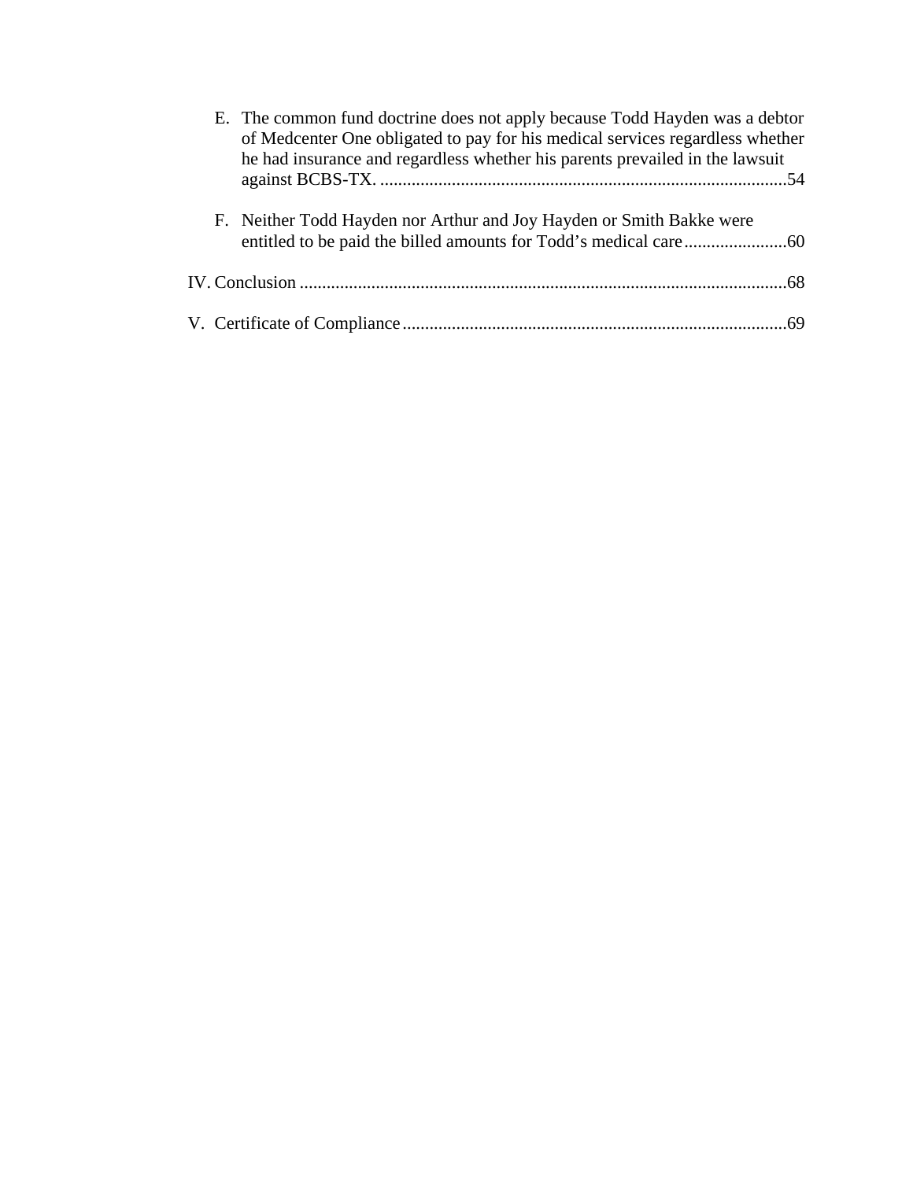E. The common fund doctrine does not apply because Todd Hayden was a debtor of Medcenter One obligated to pay for his medical services regardless whether he had insurance and regardless whether his parents prevailed in the lawsuit against BCBS-TX. ............................................................................................54

F. Neither Todd Hayden nor Arthur and Joy Hayden or Smith Bakke were entitled to be paid the billed amounts for Todd's medical care.......................60

IV. Conclusion ............................................................................................................68

V. Certificate of Compliance......................................................................................69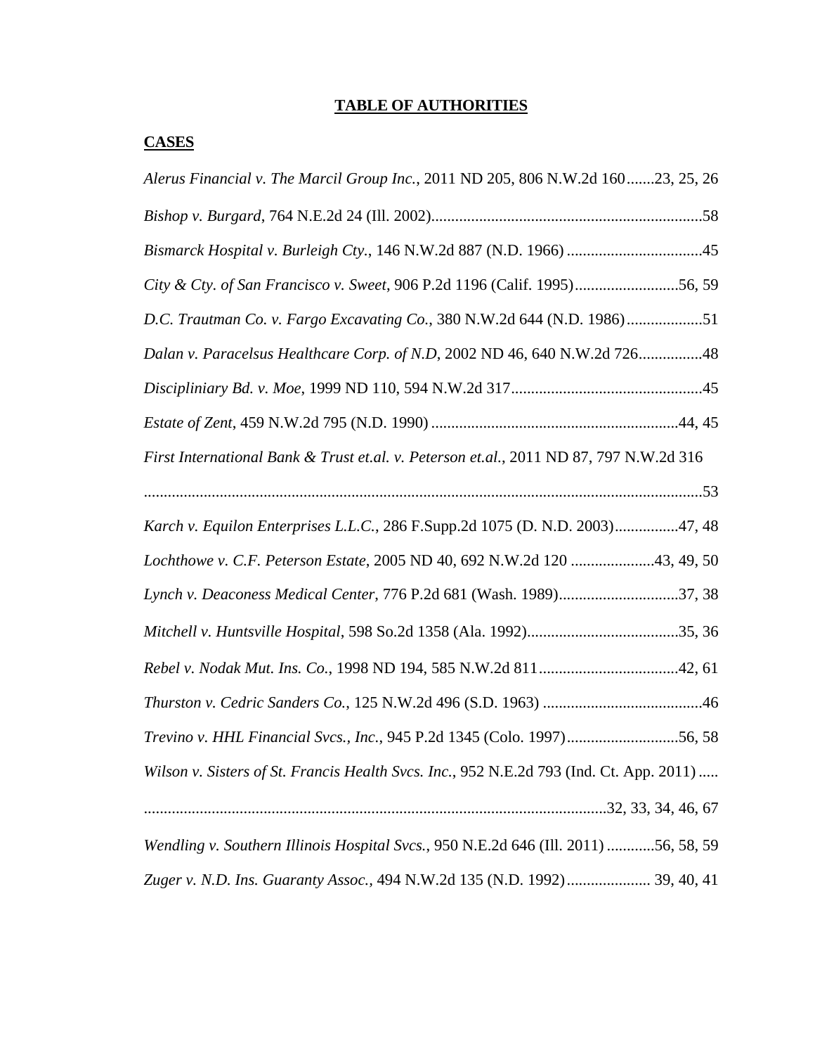# TABLE OF AUTHORITIES

## CASES

*Alerus Financial v. The Marcil Group Inc.*, 2011 ND 205, 806 N.W.2d 160.......23, 25, 26

*Bishop v. Burgard*, 764 N.E.2d 24 (Ill. 2002)....................................................................58

*Bismarck Hospital v. Burleigh Cty.*, 146 N.W.2d 887 (N.D. 1966) ..................................45

*City & Cty. of San Francisco v. Sweet*, 906 P.2d 1196 (Calif. 1995)..........................56, 59

*D.C. Trautman Co. v. Fargo Excavating Co.*, 380 N.W.2d 644 (N.D. 1986)...................51

*Dalan v. Paracelsus Healthcare Corp. of N.D*, 2002 ND 46, 640 N.W.2d 726................48

*Discipliniary Bd. v. Moe*, 1999 ND 110, 594 N.W.2d 317................................................45

*Estate of Zent*, 459 N.W.2d 795 (N.D. 1990) ..............................................................44, 45

*First International Bank & Trust et.al. v. Peterson et.al.*, 2011 ND 87, 797 N.W.2d 316 ...........................................................................................................................................53

*Karch v. Equilon Enterprises L.L.C.*, 286 F.Supp.2d 1075 (D. N.D. 2003)................47, 48

*Lochthowe v. C.F. Peterson Estate*, 2005 ND 40, 692 N.W.2d 120 .....................43, 49, 50

*Lynch v. Deaconess Medical Center*, 776 P.2d 681 (Wash. 1989)..............................37, 38

*Mitchell v. Huntsville Hospital*, 598 So.2d 1358 (Ala. 1992)......................................35, 36

*Rebel v. Nodak Mut. Ins. Co.*, 1998 ND 194, 585 N.W.2d 811...................................42, 61

*Thurston v. Cedric Sanders Co.*, 125 N.W.2d 496 (S.D. 1963) ........................................46

*Trevino v. HHL Financial Svcs., Inc.*, 945 P.2d 1345 (Colo. 1997)............................56, 58

*Wilson v. Sisters of St. Francis Health Svcs. Inc.*, 952 N.E.2d 793 (Ind. Ct. App. 2011) ..... ..................................................................................................................32, 33, 34, 46, 67

*Wendling v. Southern Illinois Hospital Svcs.*, 950 N.E.2d 646 (Ill. 2011) ............56, 58, 59

*Zuger v. N.D. Ins. Guaranty Assoc.*, 494 N.W.2d 135 (N.D. 1992)..................... 39, 40, 41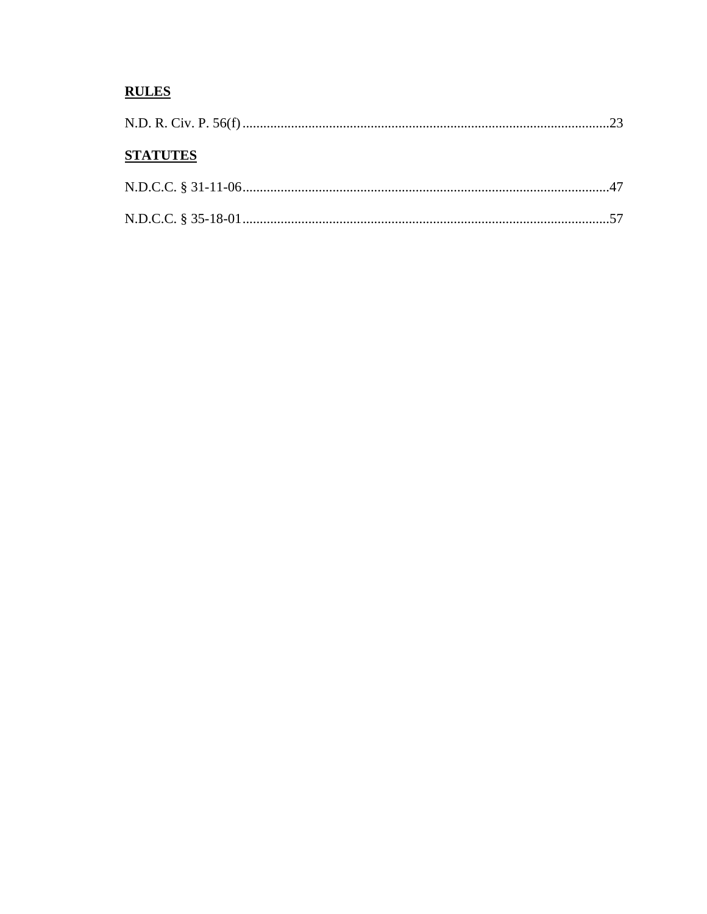**RULES**

N.D. R. Civ. P. 56(f) .......................................................................................................... 23

**STATUTES**

N.D.C.C. § 31-11-06 .......................................................................................................... 47

N.D.C.C. § 35-18-01 .......................................................................................................... 57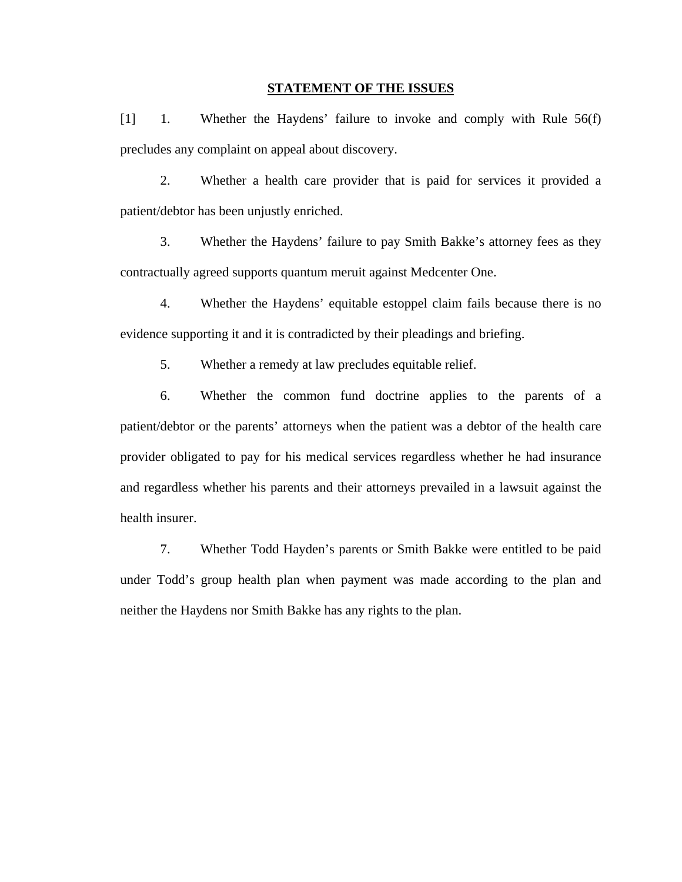## STATEMENT OF THE ISSUES

[1] 1. Whether the Haydens' failure to invoke and comply with Rule 56(f) precludes any complaint on appeal about discovery.

2. Whether a health care provider that is paid for services it provided a patient/debtor has been unjustly enriched.

3. Whether the Haydens' failure to pay Smith Bakke's attorney fees as they contractually agreed supports quantum meruit against Medcenter One.

4. Whether the Haydens' equitable estoppel claim fails because there is no evidence supporting it and it is contradicted by their pleadings and briefing.

5. Whether a remedy at law precludes equitable relief.

6. Whether the common fund doctrine applies to the parents of a patient/debtor or the parents' attorneys when the patient was a debtor of the health care provider obligated to pay for his medical services regardless whether he had insurance and regardless whether his parents and their attorneys prevailed in a lawsuit against the health insurer.

7. Whether Todd Hayden's parents or Smith Bakke were entitled to be paid under Todd's group health plan when payment was made according to the plan and neither the Haydens nor Smith Bakke has any rights to the plan.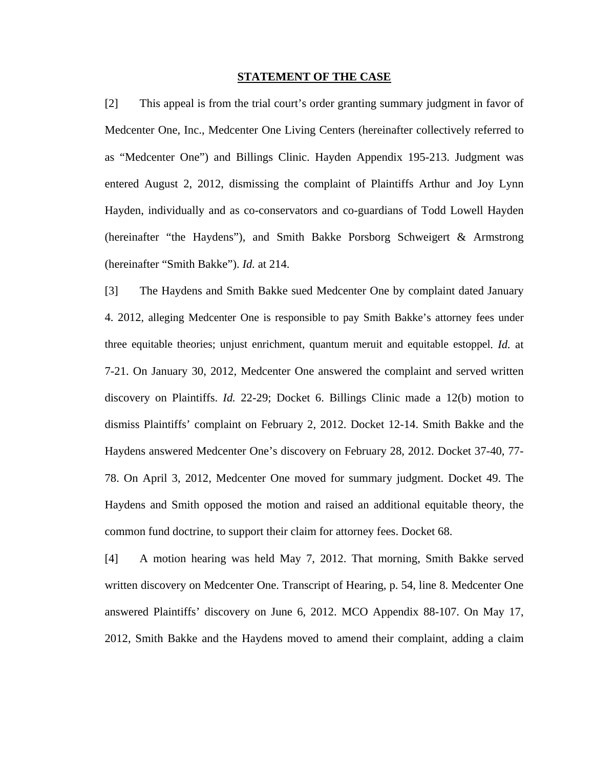## STATEMENT OF THE CASE

[2] This appeal is from the trial court's order granting summary judgment in favor of Medcenter One, Inc., Medcenter One Living Centers (hereinafter collectively referred to as "Medcenter One") and Billings Clinic. Hayden Appendix 195-213. Judgment was entered August 2, 2012, dismissing the complaint of Plaintiffs Arthur and Joy Lynn Hayden, individually and as co-conservators and co-guardians of Todd Lowell Hayden (hereinafter "the Haydens"), and Smith Bakke Porsborg Schweigert & Armstrong (hereinafter "Smith Bakke"). *Id.* at 214.

[3] The Haydens and Smith Bakke sued Medcenter One by complaint dated January 4. 2012, alleging Medcenter One is responsible to pay Smith Bakke's attorney fees under three equitable theories; unjust enrichment, quantum meruit and equitable estoppel. *Id.* at 7-21. On January 30, 2012, Medcenter One answered the complaint and served written discovery on Plaintiffs. *Id.* 22-29; Docket 6. Billings Clinic made a 12(b) motion to dismiss Plaintiffs' complaint on February 2, 2012. Docket 12-14. Smith Bakke and the Haydens answered Medcenter One's discovery on February 28, 2012. Docket 37-40, 77-78. On April 3, 2012, Medcenter One moved for summary judgment. Docket 49. The Haydens and Smith opposed the motion and raised an additional equitable theory, the common fund doctrine, to support their claim for attorney fees. Docket 68.

[4] A motion hearing was held May 7, 2012. That morning, Smith Bakke served written discovery on Medcenter One. Transcript of Hearing, p. 54, line 8. Medcenter One answered Plaintiffs' discovery on June 6, 2012. MCO Appendix 88-107. On May 17, 2012, Smith Bakke and the Haydens moved to amend their complaint, adding a claim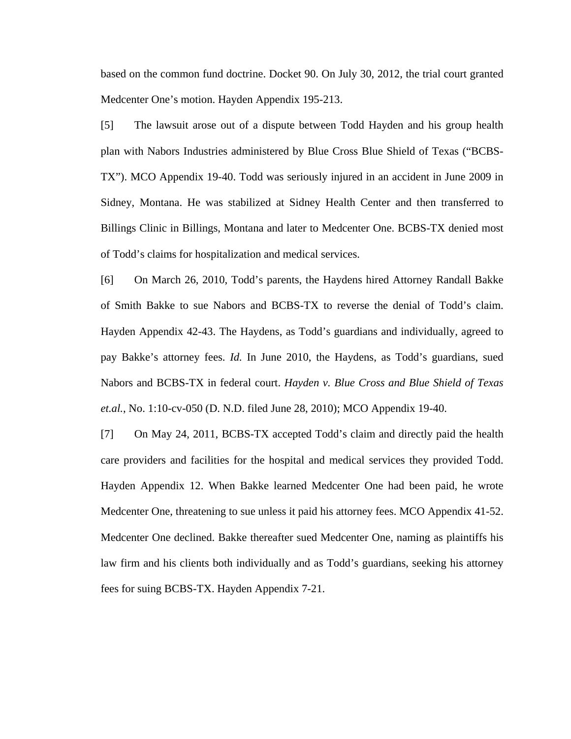based on the common fund doctrine. Docket 90. On July 30, 2012, the trial court granted Medcenter One's motion. Hayden Appendix 195-213.

[5] The lawsuit arose out of a dispute between Todd Hayden and his group health plan with Nabors Industries administered by Blue Cross Blue Shield of Texas ("BCBS-TX"). MCO Appendix 19-40. Todd was seriously injured in an accident in June 2009 in Sidney, Montana. He was stabilized at Sidney Health Center and then transferred to Billings Clinic in Billings, Montana and later to Medcenter One. BCBS-TX denied most of Todd's claims for hospitalization and medical services.

[6] On March 26, 2010, Todd's parents, the Haydens hired Attorney Randall Bakke of Smith Bakke to sue Nabors and BCBS-TX to reverse the denial of Todd's claim. Hayden Appendix 42-43. The Haydens, as Todd's guardians and individually, agreed to pay Bakke's attorney fees. *Id.* In June 2010, the Haydens, as Todd's guardians, sued Nabors and BCBS-TX in federal court. *Hayden v. Blue Cross and Blue Shield of Texas et.al.*, No. 1:10-cv-050 (D. N.D. filed June 28, 2010); MCO Appendix 19-40.

[7] On May 24, 2011, BCBS-TX accepted Todd's claim and directly paid the health care providers and facilities for the hospital and medical services they provided Todd. Hayden Appendix 12. When Bakke learned Medcenter One had been paid, he wrote Medcenter One, threatening to sue unless it paid his attorney fees. MCO Appendix 41-52. Medcenter One declined. Bakke thereafter sued Medcenter One, naming as plaintiffs his law firm and his clients both individually and as Todd's guardians, seeking his attorney fees for suing BCBS-TX. Hayden Appendix 7-21.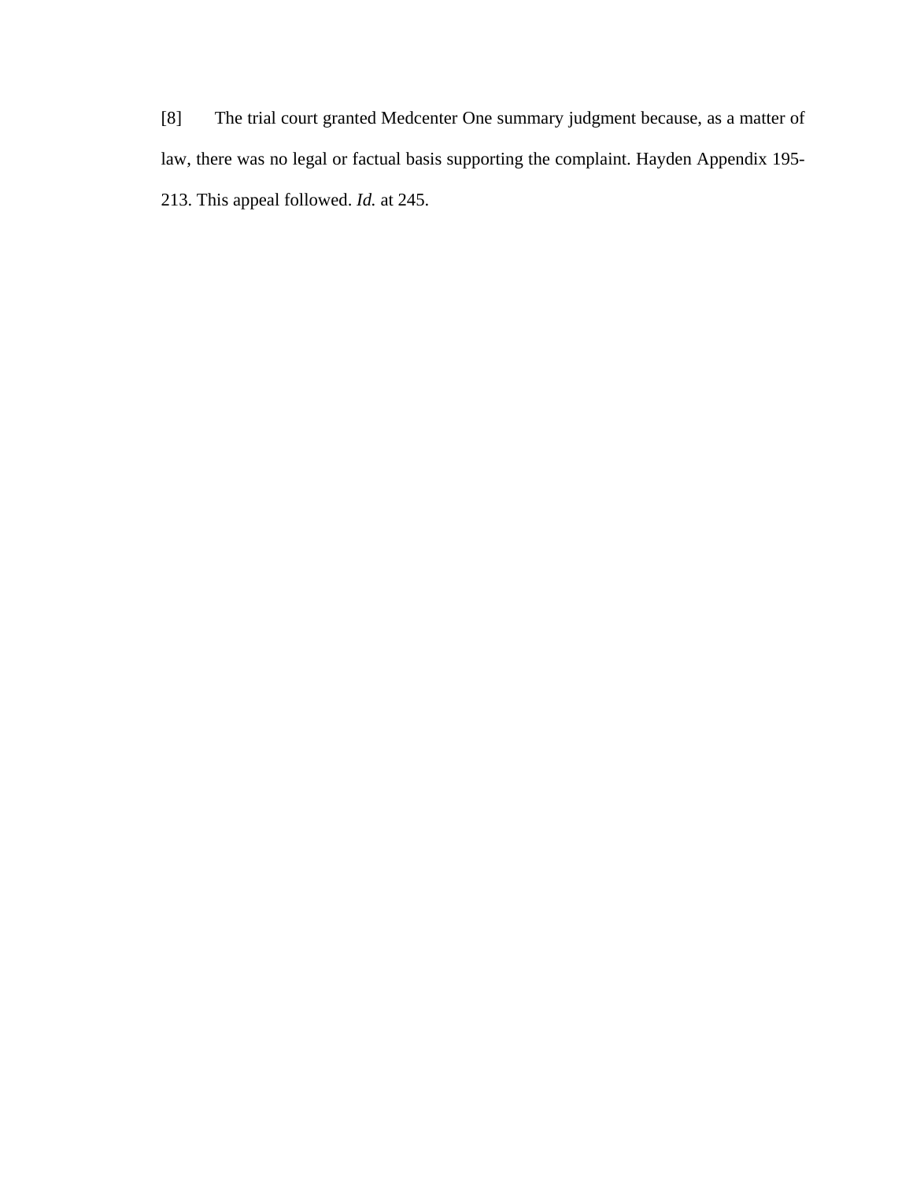[8] The trial court granted Medcenter One summary judgment because, as a matter of law, there was no legal or factual basis supporting the complaint. Hayden Appendix 195-213. This appeal followed. *Id.* at 245.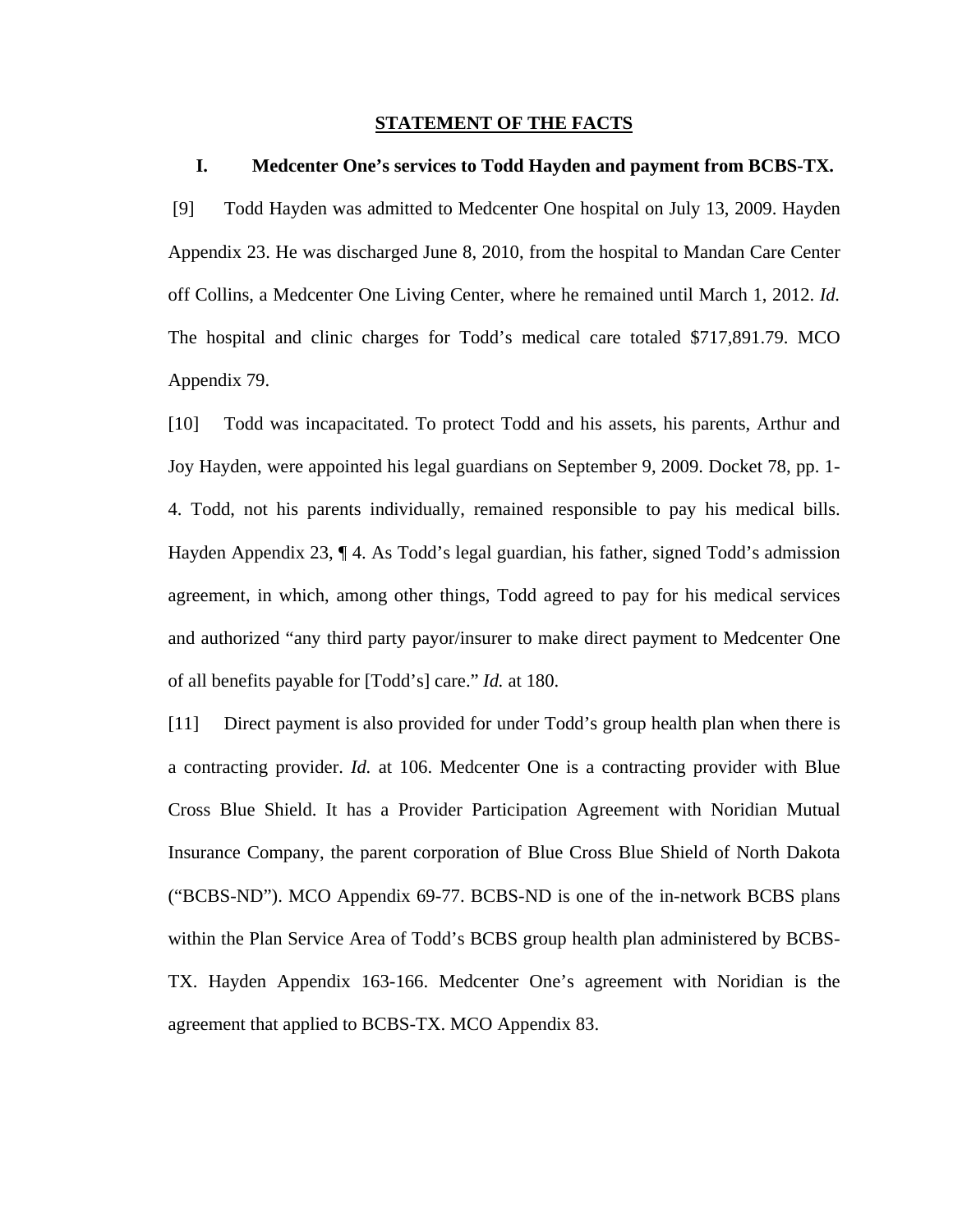## STATEMENT OF THE FACTS

### I. Medcenter One's services to Todd Hayden and payment from BCBS-TX.

[9] Todd Hayden was admitted to Medcenter One hospital on July 13, 2009. Hayden Appendix 23. He was discharged June 8, 2010, from the hospital to Mandan Care Center off Collins, a Medcenter One Living Center, where he remained until March 1, 2012. *Id.* The hospital and clinic charges for Todd's medical care totaled $717,891.79. MCO Appendix 79.

[10] Todd was incapacitated. To protect Todd and his assets, his parents, Arthur and Joy Hayden, were appointed his legal guardians on September 9, 2009. Docket 78, pp. 1-4. Todd, not his parents individually, remained responsible to pay his medical bills. Hayden Appendix 23, ¶ 4. As Todd's legal guardian, his father, signed Todd's admission agreement, in which, among other things, Todd agreed to pay for his medical services and authorized "any third party payor/insurer to make direct payment to Medcenter One of all benefits payable for [Todd's] care." *Id.* at 180.

[11] Direct payment is also provided for under Todd's group health plan when there is a contracting provider. *Id.* at 106. Medcenter One is a contracting provider with Blue Cross Blue Shield. It has a Provider Participation Agreement with Noridian Mutual Insurance Company, the parent corporation of Blue Cross Blue Shield of North Dakota ("BCBS-ND"). MCO Appendix 69-77. BCBS-ND is one of the in-network BCBS plans within the Plan Service Area of Todd's BCBS group health plan administered by BCBS-TX. Hayden Appendix 163-166. Medcenter One's agreement with Noridian is the agreement that applied to BCBS-TX. MCO Appendix 83.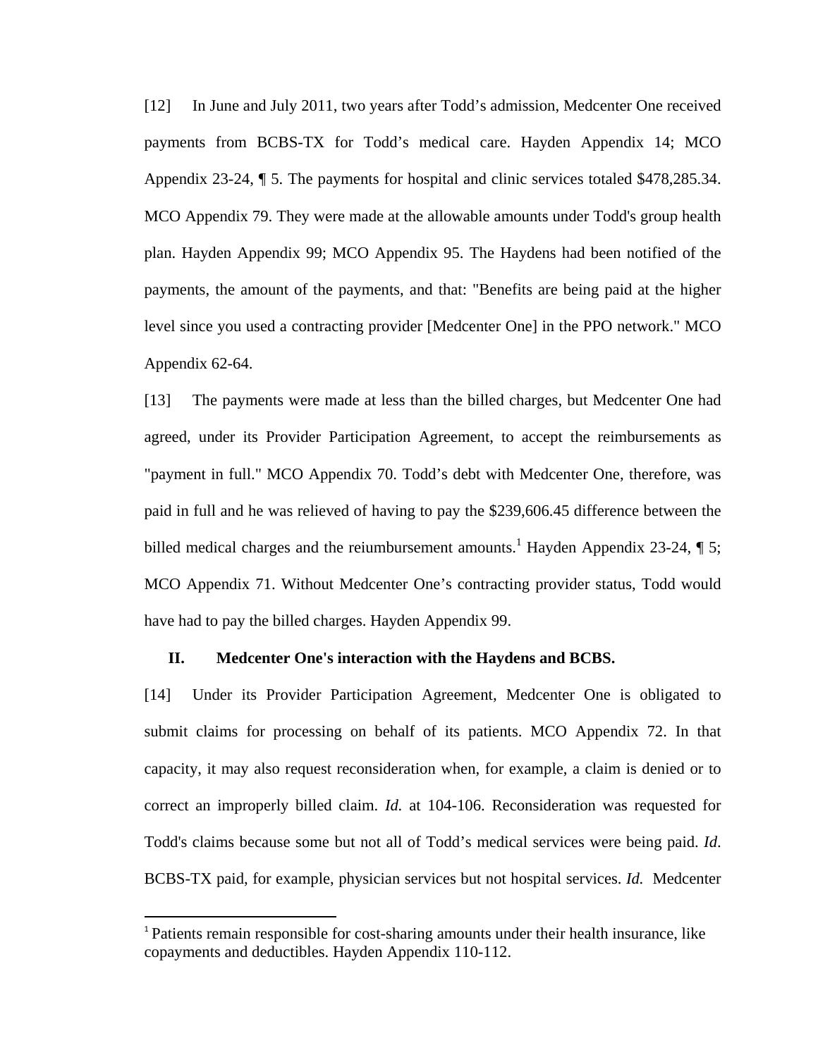[12] In June and July 2011, two years after Todd's admission, Medcenter One received payments from BCBS-TX for Todd's medical care. Hayden Appendix 14; MCO Appendix 23-24, ¶ 5. The payments for hospital and clinic services totaled $478,285.34. MCO Appendix 79. They were made at the allowable amounts under Todd's group health plan. Hayden Appendix 99; MCO Appendix 95. The Haydens had been notified of the payments, the amount of the payments, and that: "Benefits are being paid at the higher level since you used a contracting provider [Medcenter One] in the PPO network." MCO Appendix 62-64.

[13] The payments were made at less than the billed charges, but Medcenter One had agreed, under its Provider Participation Agreement, to accept the reimbursements as "payment in full." MCO Appendix 70. Todd's debt with Medcenter One, therefore, was paid in full and he was relieved of having to pay the $239,606.45 difference between the billed medical charges and the reiumbursement amounts.[1] Hayden Appendix 23-24, ¶ 5; MCO Appendix 71. Without Medcenter One's contracting provider status, Todd would have had to pay the billed charges. Hayden Appendix 99.

## II. Medcenter One's interaction with the Haydens and BCBS.

[14] Under its Provider Participation Agreement, Medcenter One is obligated to submit claims for processing on behalf of its patients. MCO Appendix 72. In that capacity, it may also request reconsideration when, for example, a claim is denied or to correct an improperly billed claim. *Id.* at 104-106. Reconsideration was requested for Todd's claims because some but not all of Todd's medical services were being paid. *Id.* BCBS-TX paid, for example, physician services but not hospital services. *Id.* Medcenter

---

[1] Patients remain responsible for cost-sharing amounts under their health insurance, like copayments and deductibles. Hayden Appendix 110-112.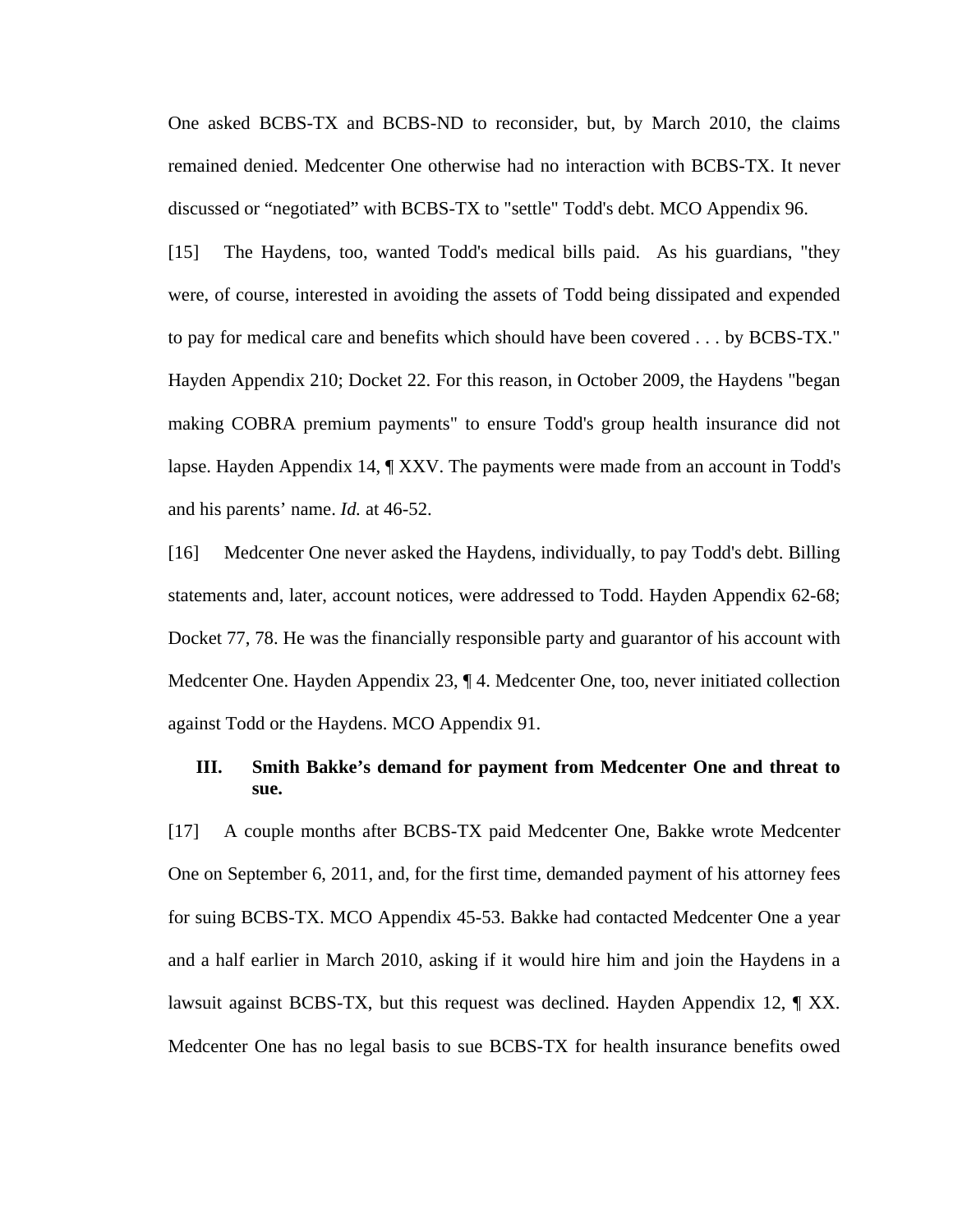One asked BCBS-TX and BCBS-ND to reconsider, but, by March 2010, the claims remained denied. Medcenter One otherwise had no interaction with BCBS-TX. It never discussed or "negotiated" with BCBS-TX to "settle" Todd's debt. MCO Appendix 96.

[15] The Haydens, too, wanted Todd's medical bills paid. As his guardians, "they were, of course, interested in avoiding the assets of Todd being dissipated and expended to pay for medical care and benefits which should have been covered . . . by BCBS-TX." Hayden Appendix 210; Docket 22. For this reason, in October 2009, the Haydens "began making COBRA premium payments" to ensure Todd's group health insurance did not lapse. Hayden Appendix 14, ¶ XXV. The payments were made from an account in Todd's and his parents' name. *Id.* at 46-52.

[16] Medcenter One never asked the Haydens, individually, to pay Todd's debt. Billing statements and, later, account notices, were addressed to Todd. Hayden Appendix 62-68; Docket 77, 78. He was the financially responsible party and guarantor of his account with Medcenter One. Hayden Appendix 23, ¶ 4. Medcenter One, too, never initiated collection against Todd or the Haydens. MCO Appendix 91.

### III. Smith Bakke's demand for payment from Medcenter One and threat to sue.

[17] A couple months after BCBS-TX paid Medcenter One, Bakke wrote Medcenter One on September 6, 2011, and, for the first time, demanded payment of his attorney fees for suing BCBS-TX. MCO Appendix 45-53. Bakke had contacted Medcenter One a year and a half earlier in March 2010, asking if it would hire him and join the Haydens in a lawsuit against BCBS-TX, but this request was declined. Hayden Appendix 12, ¶ XX. Medcenter One has no legal basis to sue BCBS-TX for health insurance benefits owed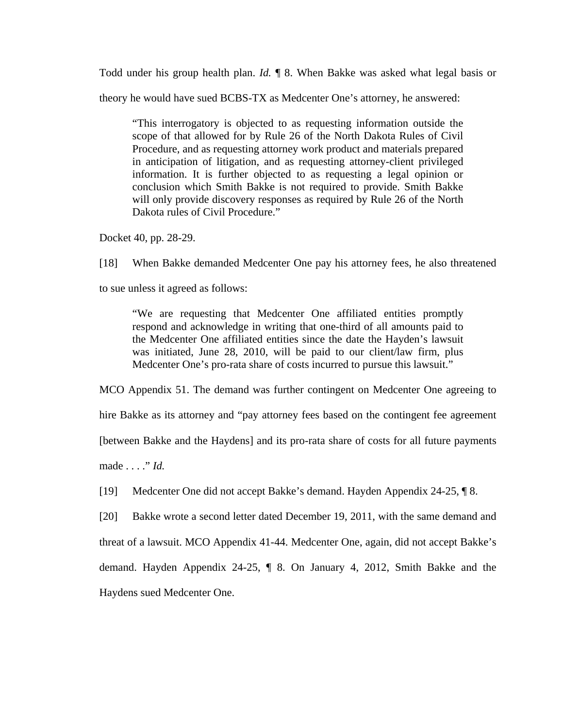Todd under his group health plan. *Id.* ¶ 8. When Bakke was asked what legal basis or theory he would have sued BCBS-TX as Medcenter One's attorney, he answered:

> "This interrogatory is objected to as requesting information outside the scope of that allowed for by Rule 26 of the North Dakota Rules of Civil Procedure, and as requesting attorney work product and materials prepared in anticipation of litigation, and as requesting attorney-client privileged information. It is further objected to as requesting a legal opinion or conclusion which Smith Bakke is not required to provide. Smith Bakke will only provide discovery responses as required by Rule 26 of the North Dakota rules of Civil Procedure."

Docket 40, pp. 28-29.

[18] When Bakke demanded Medcenter One pay his attorney fees, he also threatened to sue unless it agreed as follows:

> "We are requesting that Medcenter One affiliated entities promptly respond and acknowledge in writing that one-third of all amounts paid to the Medcenter One affiliated entities since the date the Hayden's lawsuit was initiated, June 28, 2010, will be paid to our client/law firm, plus Medcenter One's pro-rata share of costs incurred to pursue this lawsuit."

MCO Appendix 51. The demand was further contingent on Medcenter One agreeing to hire Bakke as its attorney and "pay attorney fees based on the contingent fee agreement [between Bakke and the Haydens] and its pro-rata share of costs for all future payments made . . . ." *Id.*

[19] Medcenter One did not accept Bakke's demand. Hayden Appendix 24-25, ¶ 8.

[20] Bakke wrote a second letter dated December 19, 2011, with the same demand and threat of a lawsuit. MCO Appendix 41-44. Medcenter One, again, did not accept Bakke's demand. Hayden Appendix 24-25, ¶ 8. On January 4, 2012, Smith Bakke and the Haydens sued Medcenter One.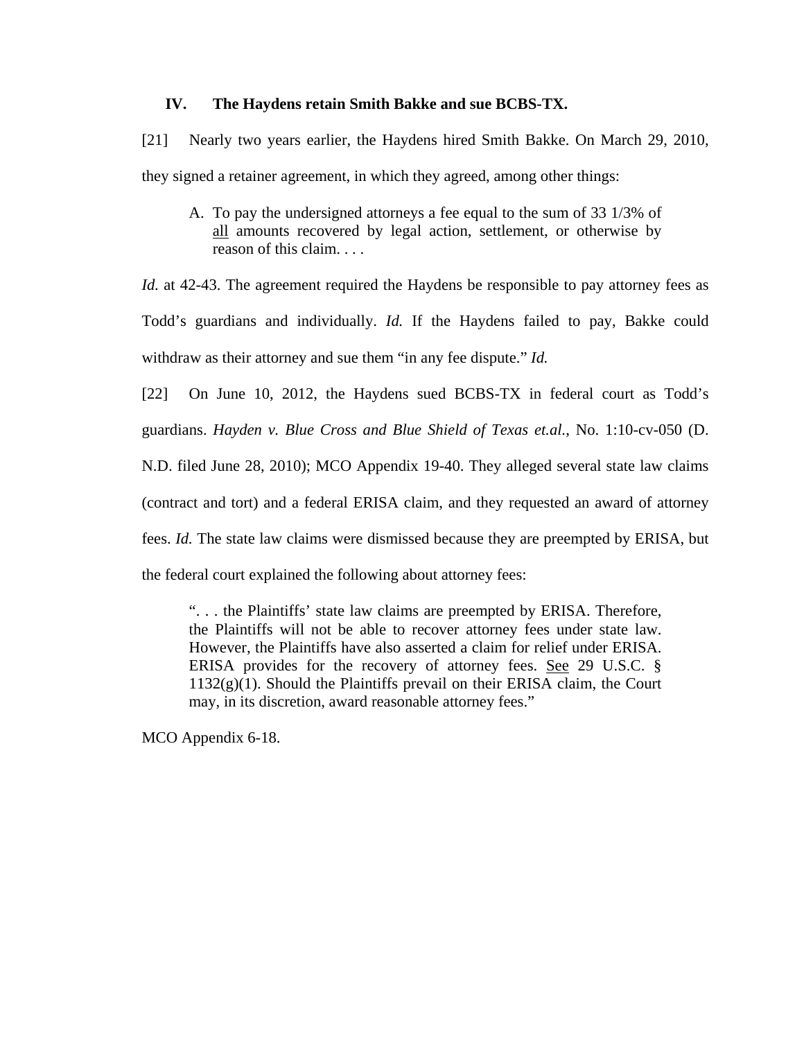### IV. The Haydens retain Smith Bakke and sue BCBS-TX.

[21] Nearly two years earlier, the Haydens hired Smith Bakke. On March 29, 2010, they signed a retainer agreement, in which they agreed, among other things:

> A. To pay the undersigned attorneys a fee equal to the sum of 33 1/3% of all amounts recovered by legal action, settlement, or otherwise by reason of this claim. . . .

*Id.* at 42-43. The agreement required the Haydens be responsible to pay attorney fees as Todd's guardians and individually. *Id.* If the Haydens failed to pay, Bakke could withdraw as their attorney and sue them "in any fee dispute." *Id.*

[22] On June 10, 2012, the Haydens sued BCBS-TX in federal court as Todd's guardians. *Hayden v. Blue Cross and Blue Shield of Texas et.al.*, No. 1:10-cv-050 (D. N.D. filed June 28, 2010); MCO Appendix 19-40. They alleged several state law claims (contract and tort) and a federal ERISA claim, and they requested an award of attorney fees. *Id.* The state law claims were dismissed because they are preempted by ERISA, but the federal court explained the following about attorney fees:

> ". . . the Plaintiffs' state law claims are preempted by ERISA. Therefore, the Plaintiffs will not be able to recover attorney fees under state law. However, the Plaintiffs have also asserted a claim for relief under ERISA. ERISA provides for the recovery of attorney fees. See 29 U.S.C. § 1132(g)(1). Should the Plaintiffs prevail on their ERISA claim, the Court may, in its discretion, award reasonable attorney fees."

MCO Appendix 6-18.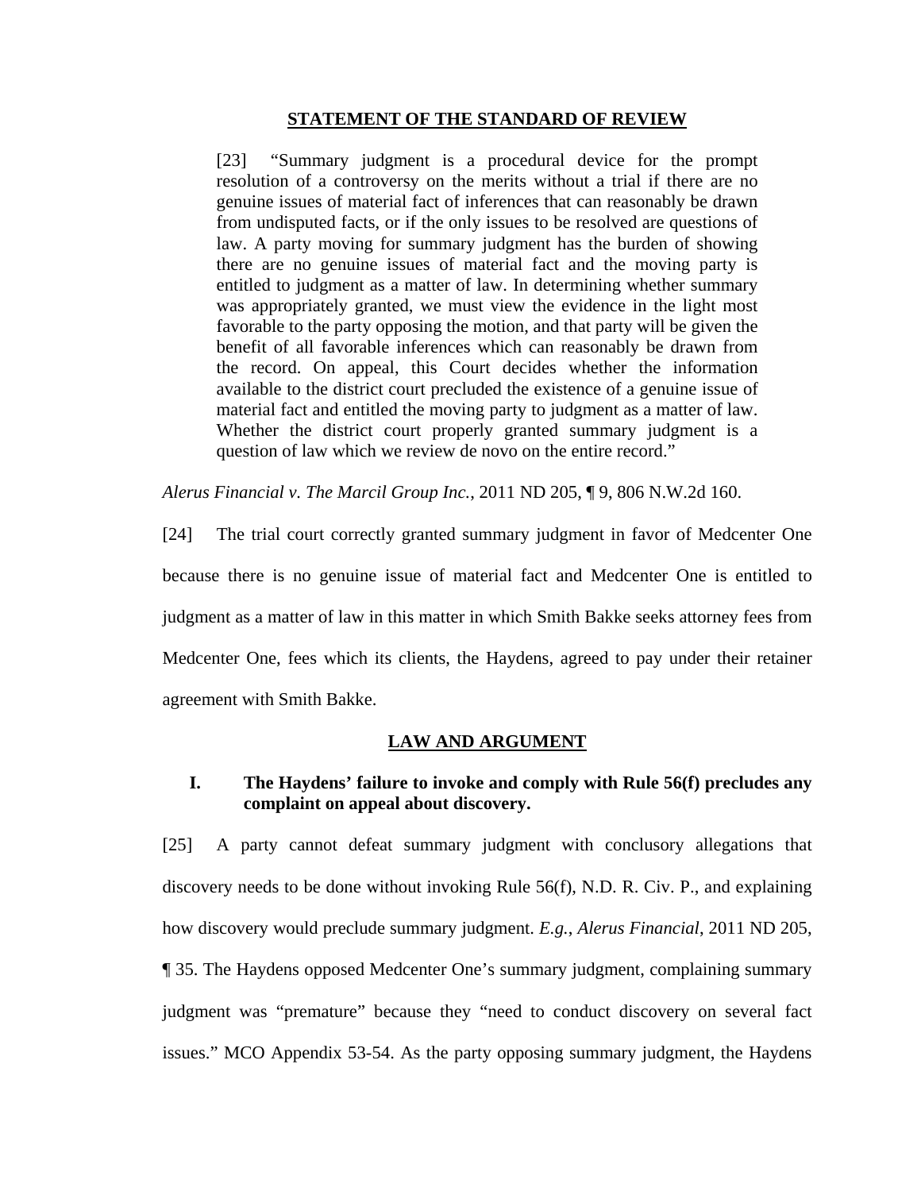## STATEMENT OF THE STANDARD OF REVIEW

> [23] "Summary judgment is a procedural device for the prompt resolution of a controversy on the merits without a trial if there are no genuine issues of material fact of inferences that can reasonably be drawn from undisputed facts, or if the only issues to be resolved are questions of law. A party moving for summary judgment has the burden of showing there are no genuine issues of material fact and the moving party is entitled to judgment as a matter of law. In determining whether summary was appropriately granted, we must view the evidence in the light most favorable to the party opposing the motion, and that party will be given the benefit of all favorable inferences which can reasonably be drawn from the record. On appeal, this Court decides whether the information available to the district court precluded the existence of a genuine issue of material fact and entitled the moving party to judgment as a matter of law. Whether the district court properly granted summary judgment is a question of law which we review de novo on the entire record."

*Alerus Financial v. The Marcil Group Inc.*, 2011 ND 205, ¶ 9, 806 N.W.2d 160.

[24] The trial court correctly granted summary judgment in favor of Medcenter One because there is no genuine issue of material fact and Medcenter One is entitled to judgment as a matter of law in this matter in which Smith Bakke seeks attorney fees from Medcenter One, fees which its clients, the Haydens, agreed to pay under their retainer agreement with Smith Bakke.

## LAW AND ARGUMENT

### I. The Haydens' failure to invoke and comply with Rule 56(f) precludes any complaint on appeal about discovery.

[25] A party cannot defeat summary judgment with conclusory allegations that discovery needs to be done without invoking Rule 56(f), N.D. R. Civ. P., and explaining how discovery would preclude summary judgment. *E.g.*, *Alerus Financial*, 2011 ND 205, ¶ 35. The Haydens opposed Medcenter One's summary judgment, complaining summary judgment was "premature" because they "need to conduct discovery on several fact issues." MCO Appendix 53-54. As the party opposing summary judgment, the Haydens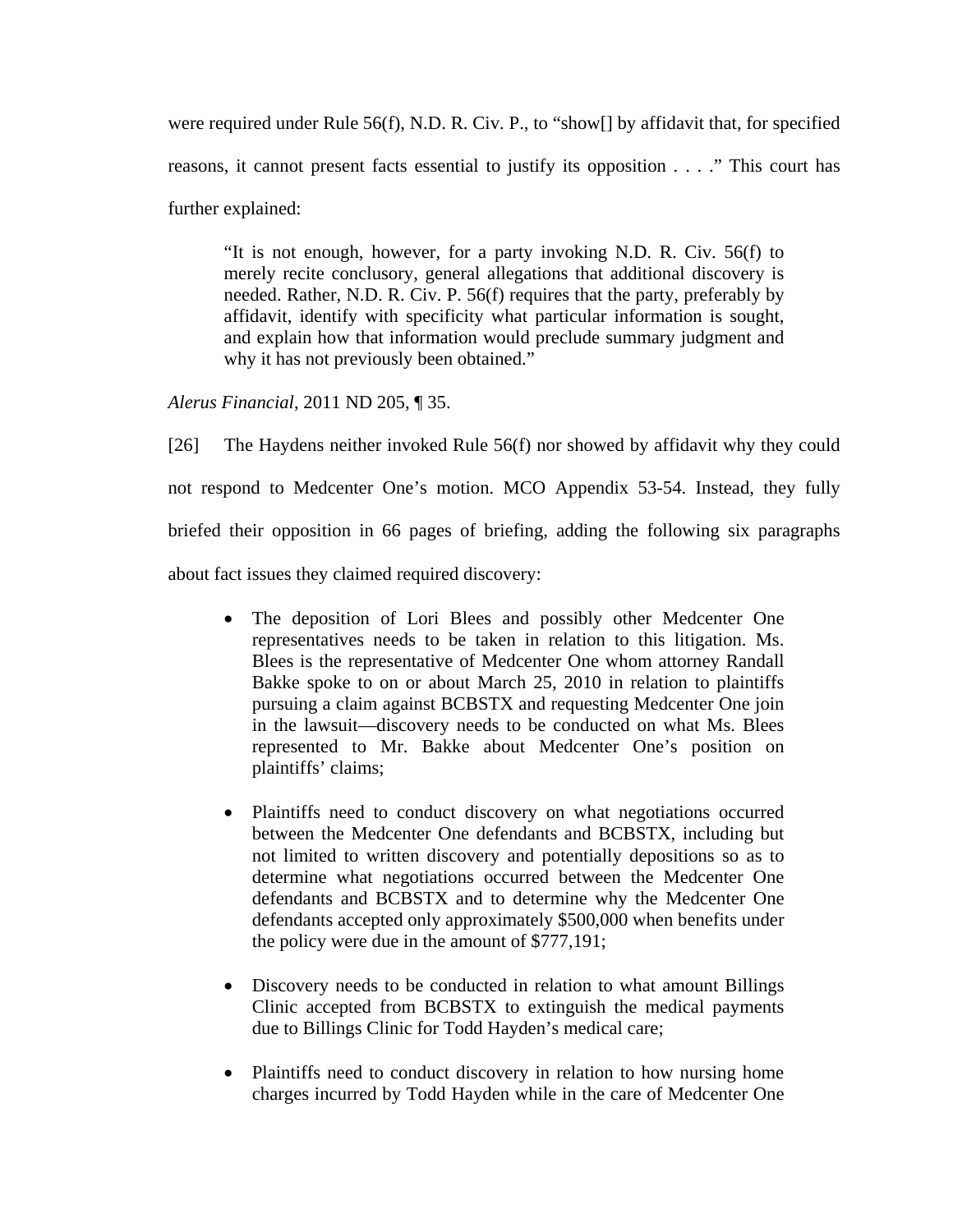were required under Rule 56(f), N.D. R. Civ. P., to "show[] by affidavit that, for specified reasons, it cannot present facts essential to justify its opposition . . . ." This court has further explained:

> "It is not enough, however, for a party invoking N.D. R. Civ. 56(f) to merely recite conclusory, general allegations that additional discovery is needed. Rather, N.D. R. Civ. P. 56(f) requires that the party, preferably by affidavit, identify with specificity what particular information is sought, and explain how that information would preclude summary judgment and why it has not previously been obtained."

*Alerus Financial*, 2011 ND 205, ¶ 35.

[26] The Haydens neither invoked Rule 56(f) nor showed by affidavit why they could not respond to Medcenter One's motion. MCO Appendix 53-54. Instead, they fully briefed their opposition in 66 pages of briefing, adding the following six paragraphs about fact issues they claimed required discovery:

- The deposition of Lori Blees and possibly other Medcenter One representatives needs to be taken in relation to this litigation. Ms. Blees is the representative of Medcenter One whom attorney Randall Bakke spoke to on or about March 25, 2010 in relation to plaintiffs pursuing a claim against BCBSTX and requesting Medcenter One join in the lawsuit—discovery needs to be conducted on what Ms. Blees represented to Mr. Bakke about Medcenter One's position on plaintiffs' claims;

- Plaintiffs need to conduct discovery on what negotiations occurred between the Medcenter One defendants and BCBSTX, including but not limited to written discovery and potentially depositions so as to determine what negotiations occurred between the Medcenter One defendants and BCBSTX and to determine why the Medcenter One defendants accepted only approximately $500,000 when benefits under the policy were due in the amount of $777,191;

- Discovery needs to be conducted in relation to what amount Billings Clinic accepted from BCBSTX to extinguish the medical payments due to Billings Clinic for Todd Hayden's medical care;

- Plaintiffs need to conduct discovery in relation to how nursing home charges incurred by Todd Hayden while in the care of Medcenter One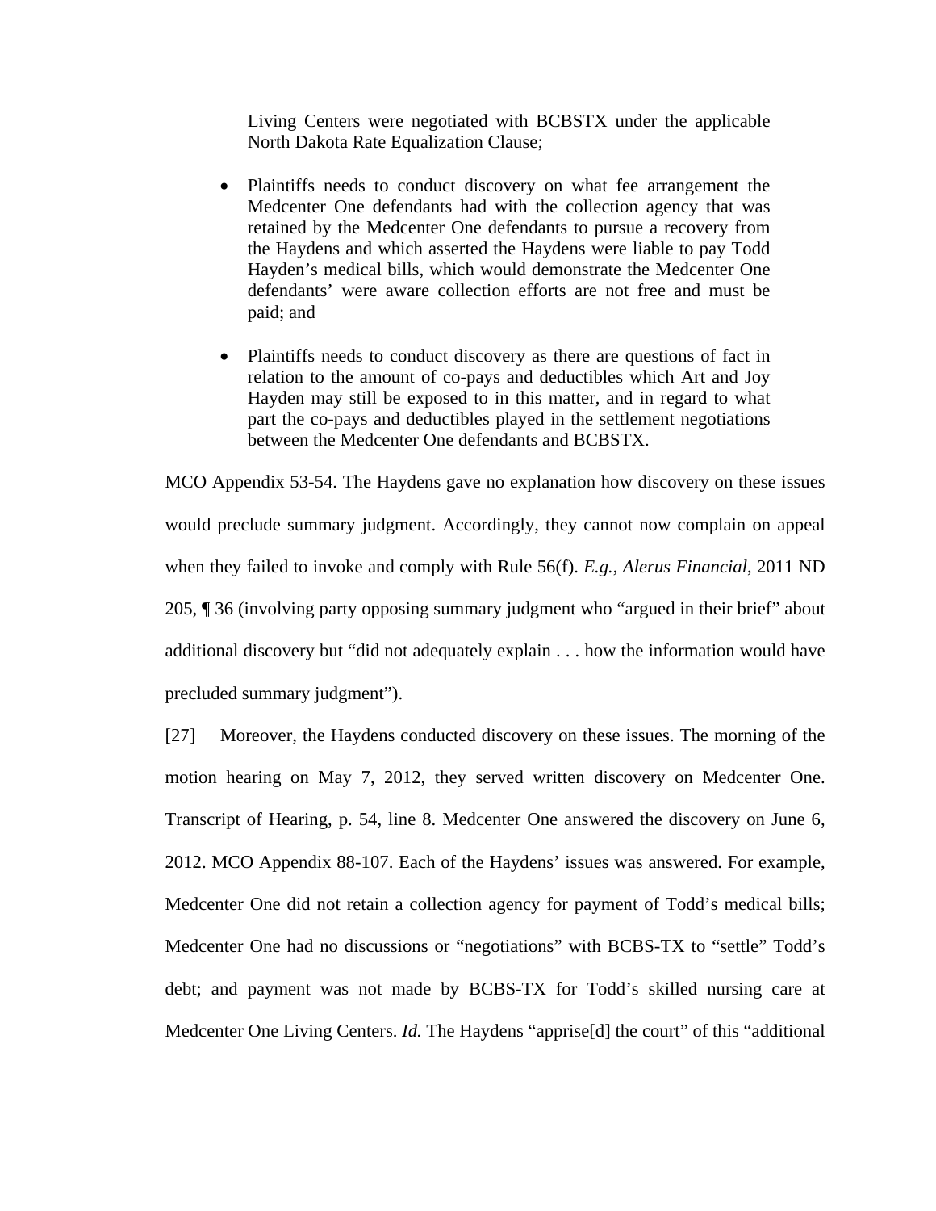Living Centers were negotiated with BCBSTX under the applicable North Dakota Rate Equalization Clause;

- Plaintiffs needs to conduct discovery on what fee arrangement the Medcenter One defendants had with the collection agency that was retained by the Medcenter One defendants to pursue a recovery from the Haydens and which asserted the Haydens were liable to pay Todd Hayden's medical bills, which would demonstrate the Medcenter One defendants' were aware collection efforts are not free and must be paid; and

- Plaintiffs needs to conduct discovery as there are questions of fact in relation to the amount of co-pays and deductibles which Art and Joy Hayden may still be exposed to in this matter, and in regard to what part the co-pays and deductibles played in the settlement negotiations between the Medcenter One defendants and BCBSTX.

MCO Appendix 53-54. The Haydens gave no explanation how discovery on these issues would preclude summary judgment. Accordingly, they cannot now complain on appeal when they failed to invoke and comply with Rule 56(f). *E.g.*, *Alerus Financial*, 2011 ND 205, ¶ 36 (involving party opposing summary judgment who "argued in their brief" about additional discovery but "did not adequately explain . . . how the information would have precluded summary judgment").

[27] Moreover, the Haydens conducted discovery on these issues. The morning of the motion hearing on May 7, 2012, they served written discovery on Medcenter One. Transcript of Hearing, p. 54, line 8. Medcenter One answered the discovery on June 6, 2012. MCO Appendix 88-107. Each of the Haydens' issues was answered. For example, Medcenter One did not retain a collection agency for payment of Todd's medical bills; Medcenter One had no discussions or "negotiations" with BCBS-TX to "settle" Todd's debt; and payment was not made by BCBS-TX for Todd's skilled nursing care at Medcenter One Living Centers. *Id.* The Haydens "apprise[d] the court" of this "additional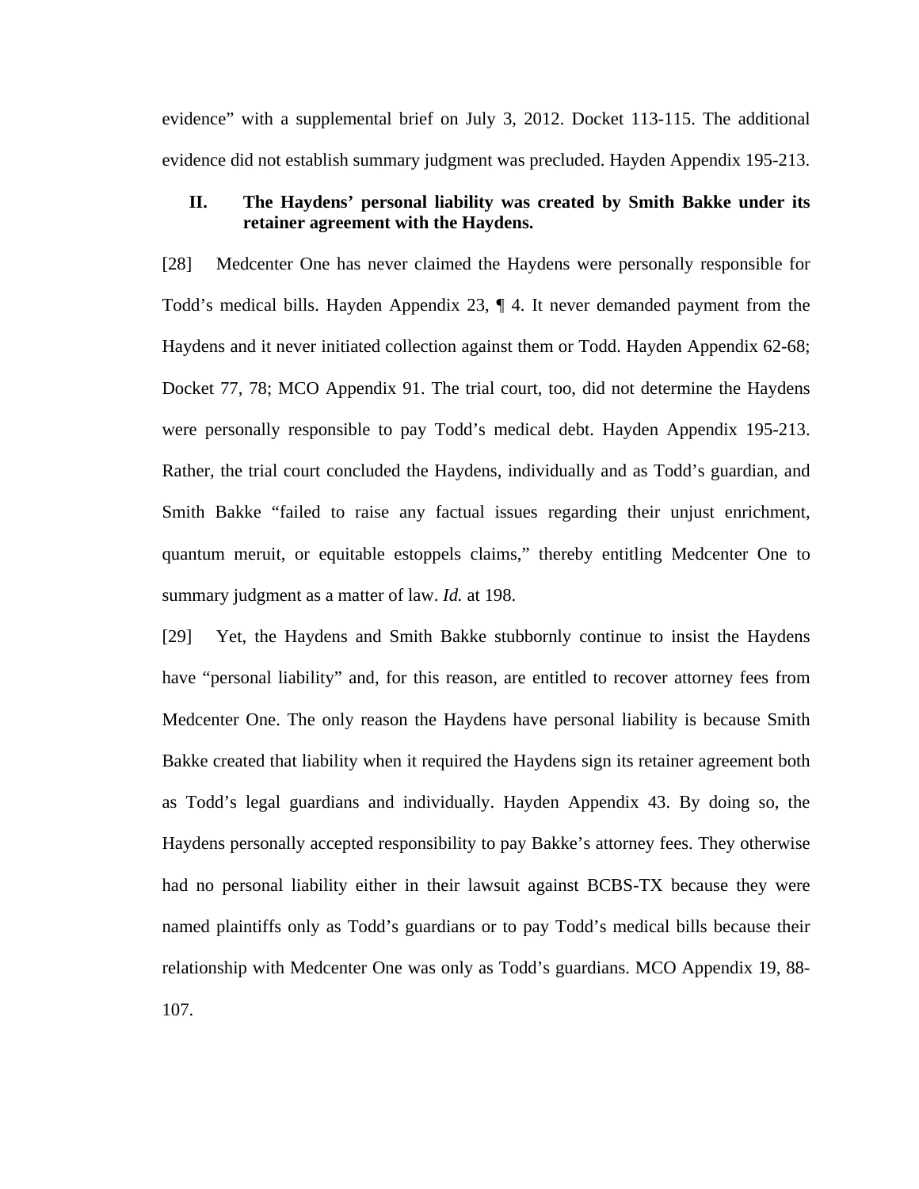evidence" with a supplemental brief on July 3, 2012. Docket 113-115. The additional evidence did not establish summary judgment was precluded. Hayden Appendix 195-213.

## II. The Haydens' personal liability was created by Smith Bakke under its retainer agreement with the Haydens.

[28] Medcenter One has never claimed the Haydens were personally responsible for Todd's medical bills. Hayden Appendix 23, ¶ 4. It never demanded payment from the Haydens and it never initiated collection against them or Todd. Hayden Appendix 62-68; Docket 77, 78; MCO Appendix 91. The trial court, too, did not determine the Haydens were personally responsible to pay Todd's medical debt. Hayden Appendix 195-213. Rather, the trial court concluded the Haydens, individually and as Todd's guardian, and Smith Bakke "failed to raise any factual issues regarding their unjust enrichment, quantum meruit, or equitable estoppels claims," thereby entitling Medcenter One to summary judgment as a matter of law. *Id.* at 198.

[29] Yet, the Haydens and Smith Bakke stubbornly continue to insist the Haydens have "personal liability" and, for this reason, are entitled to recover attorney fees from Medcenter One. The only reason the Haydens have personal liability is because Smith Bakke created that liability when it required the Haydens sign its retainer agreement both as Todd's legal guardians and individually. Hayden Appendix 43. By doing so, the Haydens personally accepted responsibility to pay Bakke's attorney fees. They otherwise had no personal liability either in their lawsuit against BCBS-TX because they were named plaintiffs only as Todd's guardians or to pay Todd's medical bills because their relationship with Medcenter One was only as Todd's guardians. MCO Appendix 19, 88-107.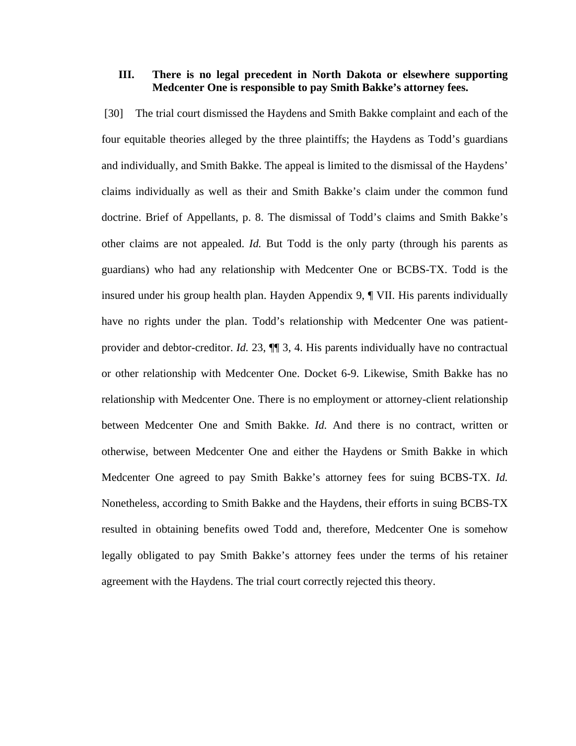### III. There is no legal precedent in North Dakota or elsewhere supporting Medcenter One is responsible to pay Smith Bakke's attorney fees.

[30] The trial court dismissed the Haydens and Smith Bakke complaint and each of the four equitable theories alleged by the three plaintiffs; the Haydens as Todd's guardians and individually, and Smith Bakke. The appeal is limited to the dismissal of the Haydens' claims individually as well as their and Smith Bakke's claim under the common fund doctrine. Brief of Appellants, p. 8. The dismissal of Todd's claims and Smith Bakke's other claims are not appealed. *Id.* But Todd is the only party (through his parents as guardians) who had any relationship with Medcenter One or BCBS-TX. Todd is the insured under his group health plan. Hayden Appendix 9, ¶ VII. His parents individually have no rights under the plan. Todd's relationship with Medcenter One was patient-provider and debtor-creditor. *Id.* 23, ¶¶ 3, 4. His parents individually have no contractual or other relationship with Medcenter One. Docket 6-9. Likewise, Smith Bakke has no relationship with Medcenter One. There is no employment or attorney-client relationship between Medcenter One and Smith Bakke. *Id.* And there is no contract, written or otherwise, between Medcenter One and either the Haydens or Smith Bakke in which Medcenter One agreed to pay Smith Bakke's attorney fees for suing BCBS-TX. *Id.* Nonetheless, according to Smith Bakke and the Haydens, their efforts in suing BCBS-TX resulted in obtaining benefits owed Todd and, therefore, Medcenter One is somehow legally obligated to pay Smith Bakke's attorney fees under the terms of his retainer agreement with the Haydens. The trial court correctly rejected this theory.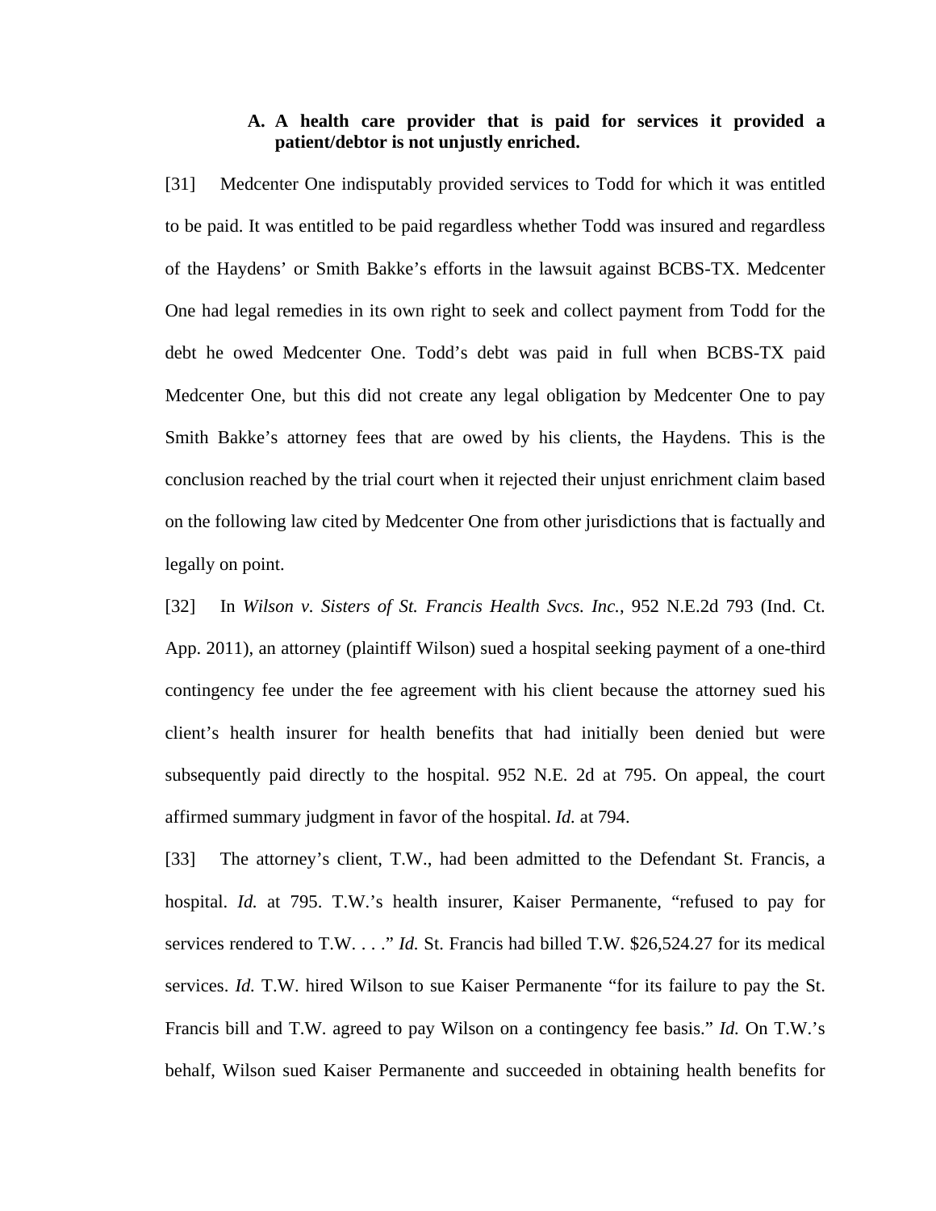### A. A health care provider that is paid for services it provided a patient/debtor is not unjustly enriched.

[31] Medcenter One indisputably provided services to Todd for which it was entitled to be paid. It was entitled to be paid regardless whether Todd was insured and regardless of the Haydens' or Smith Bakke's efforts in the lawsuit against BCBS-TX. Medcenter One had legal remedies in its own right to seek and collect payment from Todd for the debt he owed Medcenter One. Todd's debt was paid in full when BCBS-TX paid Medcenter One, but this did not create any legal obligation by Medcenter One to pay Smith Bakke's attorney fees that are owed by his clients, the Haydens. This is the conclusion reached by the trial court when it rejected their unjust enrichment claim based on the following law cited by Medcenter One from other jurisdictions that is factually and legally on point.

[32] In *Wilson v. Sisters of St. Francis Health Svcs. Inc.*, 952 N.E.2d 793 (Ind. Ct. App. 2011), an attorney (plaintiff Wilson) sued a hospital seeking payment of a one-third contingency fee under the fee agreement with his client because the attorney sued his client's health insurer for health benefits that had initially been denied but were subsequently paid directly to the hospital. 952 N.E. 2d at 795. On appeal, the court affirmed summary judgment in favor of the hospital. *Id.* at 794.

[33] The attorney's client, T.W., had been admitted to the Defendant St. Francis, a hospital. *Id.* at 795. T.W.'s health insurer, Kaiser Permanente, "refused to pay for services rendered to T.W. . . ." *Id.* St. Francis had billed T.W. $26,524.27 for its medical services. *Id.* T.W. hired Wilson to sue Kaiser Permanente "for its failure to pay the St. Francis bill and T.W. agreed to pay Wilson on a contingency fee basis." *Id.* On T.W.'s behalf, Wilson sued Kaiser Permanente and succeeded in obtaining health benefits for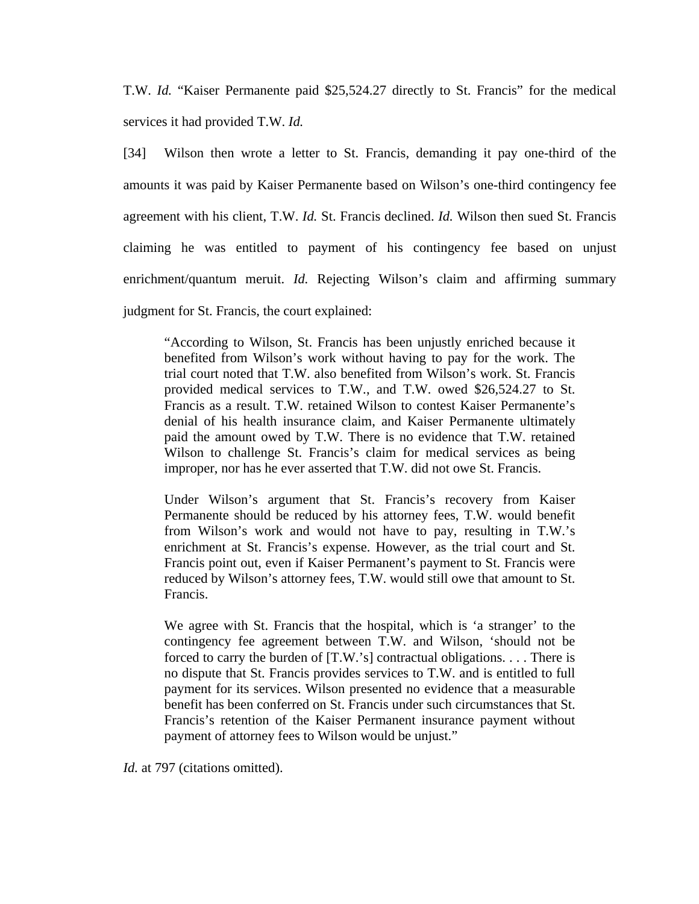T.W. *Id.* "Kaiser Permanente paid $25,524.27 directly to St. Francis" for the medical services it had provided T.W. *Id.*

[34] Wilson then wrote a letter to St. Francis, demanding it pay one-third of the amounts it was paid by Kaiser Permanente based on Wilson's one-third contingency fee agreement with his client, T.W. *Id.* St. Francis declined. *Id.* Wilson then sued St. Francis claiming he was entitled to payment of his contingency fee based on unjust enrichment/quantum meruit. *Id.* Rejecting Wilson's claim and affirming summary judgment for St. Francis, the court explained:

> "According to Wilson, St. Francis has been unjustly enriched because it benefited from Wilson's work without having to pay for the work. The trial court noted that T.W. also benefited from Wilson's work. St. Francis provided medical services to T.W., and T.W. owed $26,524.27 to St. Francis as a result. T.W. retained Wilson to contest Kaiser Permanente's denial of his health insurance claim, and Kaiser Permanente ultimately paid the amount owed by T.W. There is no evidence that T.W. retained Wilson to challenge St. Francis's claim for medical services as being improper, nor has he ever asserted that T.W. did not owe St. Francis.
>
> Under Wilson's argument that St. Francis's recovery from Kaiser Permanente should be reduced by his attorney fees, T.W. would benefit from Wilson's work and would not have to pay, resulting in T.W.'s enrichment at St. Francis's expense. However, as the trial court and St. Francis point out, even if Kaiser Permanent's payment to St. Francis were reduced by Wilson's attorney fees, T.W. would still owe that amount to St. Francis.
>
> We agree with St. Francis that the hospital, which is 'a stranger' to the contingency fee agreement between T.W. and Wilson, 'should not be forced to carry the burden of [T.W.'s] contractual obligations. . . . There is no dispute that St. Francis provides services to T.W. and is entitled to full payment for its services. Wilson presented no evidence that a measurable benefit has been conferred on St. Francis under such circumstances that St. Francis's retention of the Kaiser Permanent insurance payment without payment of attorney fees to Wilson would be unjust."

*Id.* at 797 (citations omitted).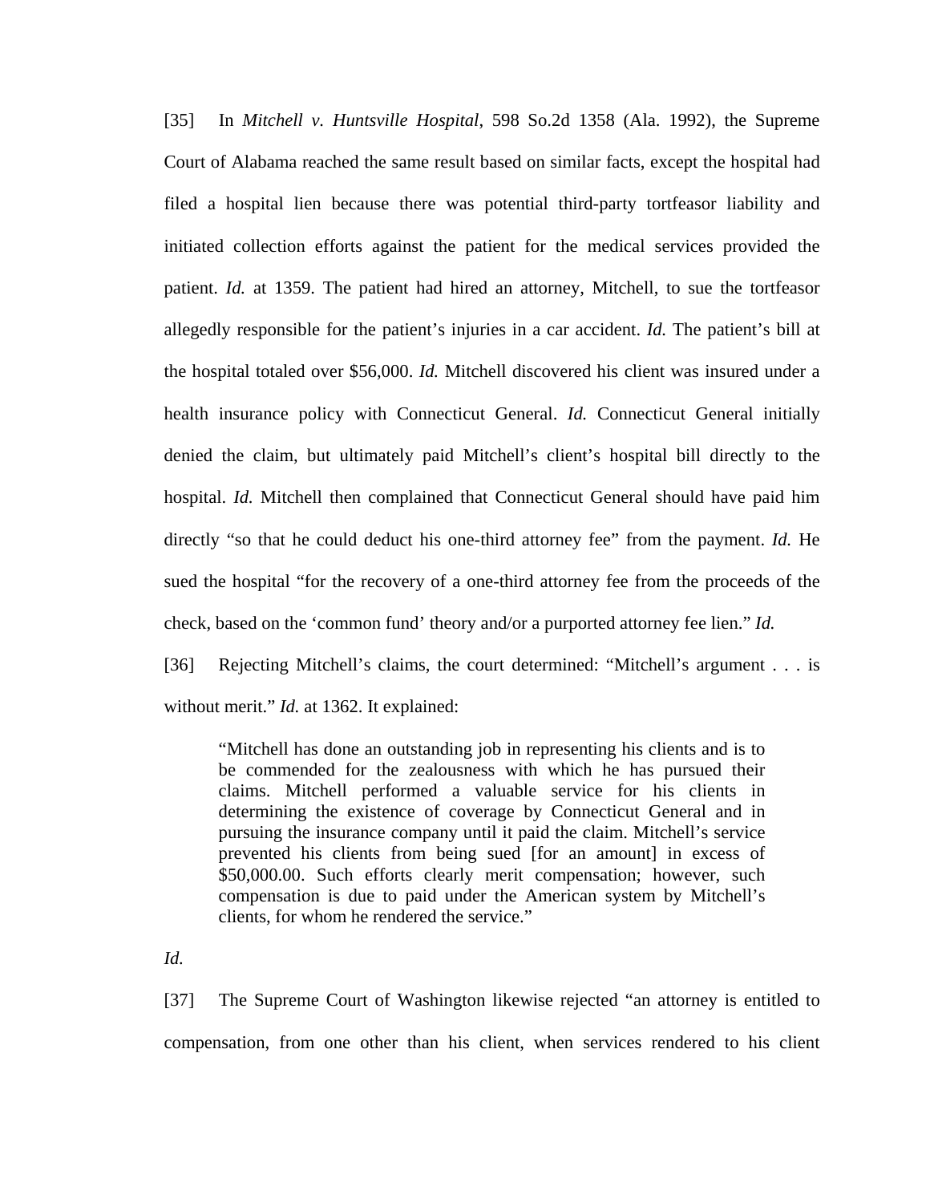[35] In *Mitchell v. Huntsville Hospital*, 598 So.2d 1358 (Ala. 1992), the Supreme Court of Alabama reached the same result based on similar facts, except the hospital had filed a hospital lien because there was potential third-party tortfeasor liability and initiated collection efforts against the patient for the medical services provided the patient. *Id.* at 1359. The patient had hired an attorney, Mitchell, to sue the tortfeasor allegedly responsible for the patient's injuries in a car accident. *Id.* The patient's bill at the hospital totaled over $56,000. *Id.* Mitchell discovered his client was insured under a health insurance policy with Connecticut General. *Id.* Connecticut General initially denied the claim, but ultimately paid Mitchell's client's hospital bill directly to the hospital. *Id.* Mitchell then complained that Connecticut General should have paid him directly "so that he could deduct his one-third attorney fee" from the payment. *Id.* He sued the hospital "for the recovery of a one-third attorney fee from the proceeds of the check, based on the 'common fund' theory and/or a purported attorney fee lien." *Id.*

[36] Rejecting Mitchell's claims, the court determined: "Mitchell's argument . . . is without merit." *Id.* at 1362. It explained:

> "Mitchell has done an outstanding job in representing his clients and is to be commended for the zealousness with which he has pursued their claims. Mitchell performed a valuable service for his clients in determining the existence of coverage by Connecticut General and in pursuing the insurance company until it paid the claim. Mitchell's service prevented his clients from being sued [for an amount] in excess of $50,000.00. Such efforts clearly merit compensation; however, such compensation is due to paid under the American system by Mitchell's clients, for whom he rendered the service."

*Id.*

[37] The Supreme Court of Washington likewise rejected "an attorney is entitled to compensation, from one other than his client, when services rendered to his client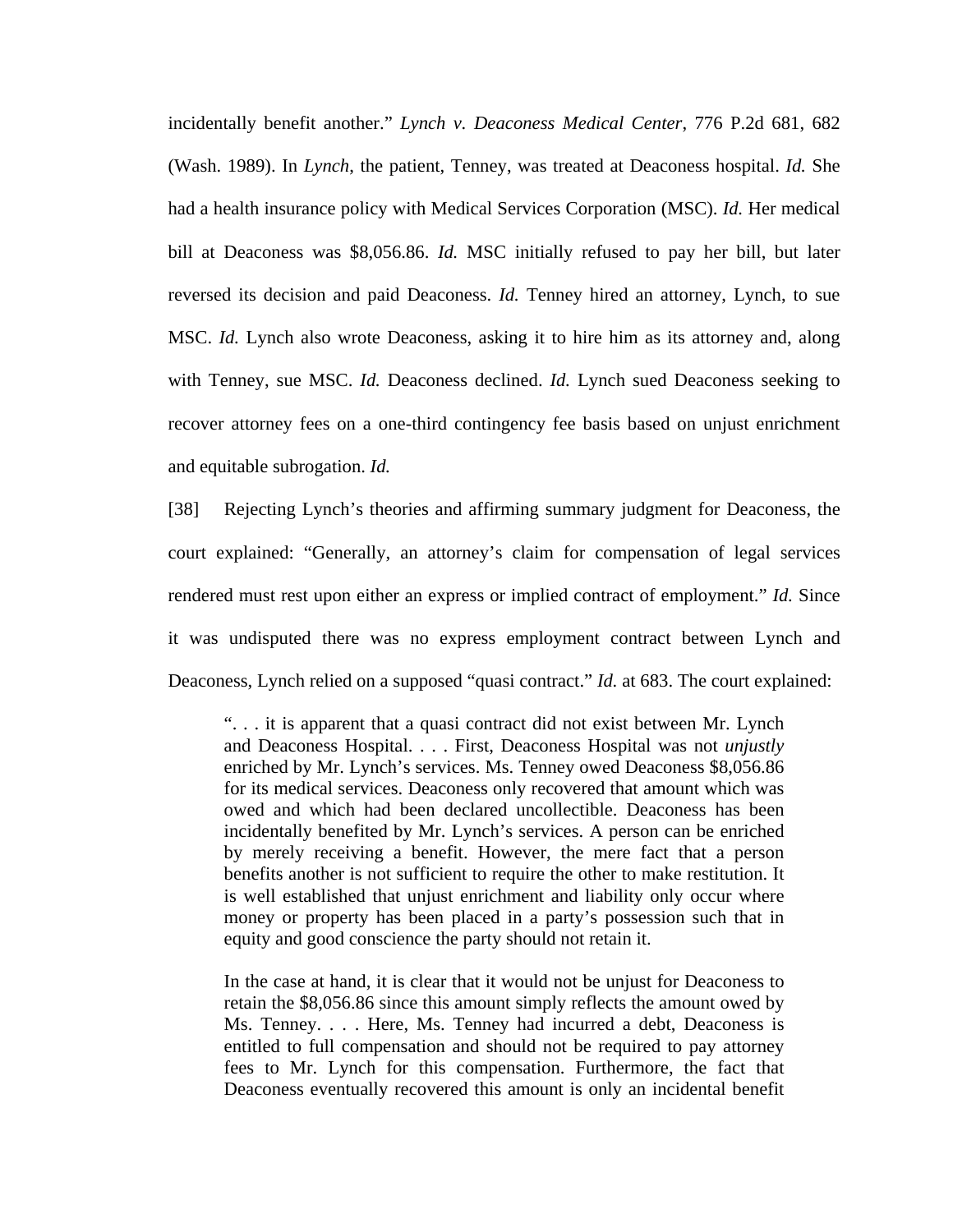incidentally benefit another." *Lynch v. Deaconess Medical Center*, 776 P.2d 681, 682 (Wash. 1989). In *Lynch*, the patient, Tenney, was treated at Deaconess hospital. *Id.* She had a health insurance policy with Medical Services Corporation (MSC). *Id.* Her medical bill at Deaconess was $8,056.86. *Id.* MSC initially refused to pay her bill, but later reversed its decision and paid Deaconess. *Id.* Tenney hired an attorney, Lynch, to sue MSC. *Id.* Lynch also wrote Deaconess, asking it to hire him as its attorney and, along with Tenney, sue MSC. *Id.* Deaconess declined. *Id.* Lynch sued Deaconess seeking to recover attorney fees on a one-third contingency fee basis based on unjust enrichment and equitable subrogation. *Id.*

[38] Rejecting Lynch's theories and affirming summary judgment for Deaconess, the court explained: "Generally, an attorney's claim for compensation of legal services rendered must rest upon either an express or implied contract of employment." *Id.* Since it was undisputed there was no express employment contract between Lynch and Deaconess, Lynch relied on a supposed "quasi contract." *Id.* at 683. The court explained:

> ". . . it is apparent that a quasi contract did not exist between Mr. Lynch and Deaconess Hospital. . . . First, Deaconess Hospital was not *unjustly* enriched by Mr. Lynch's services. Ms. Tenney owed Deaconess $8,056.86 for its medical services. Deaconess only recovered that amount which was owed and which had been declared uncollectible. Deaconess has been incidentally benefited by Mr. Lynch's services. A person can be enriched by merely receiving a benefit. However, the mere fact that a person benefits another is not sufficient to require the other to make restitution. It is well established that unjust enrichment and liability only occur where money or property has been placed in a party's possession such that in equity and good conscience the party should not retain it.
>
> In the case at hand, it is clear that it would not be unjust for Deaconess to retain the $8,056.86 since this amount simply reflects the amount owed by Ms. Tenney. . . . Here, Ms. Tenney had incurred a debt, Deaconess is entitled to full compensation and should not be required to pay attorney fees to Mr. Lynch for this compensation. Furthermore, the fact that Deaconess eventually recovered this amount is only an incidental benefit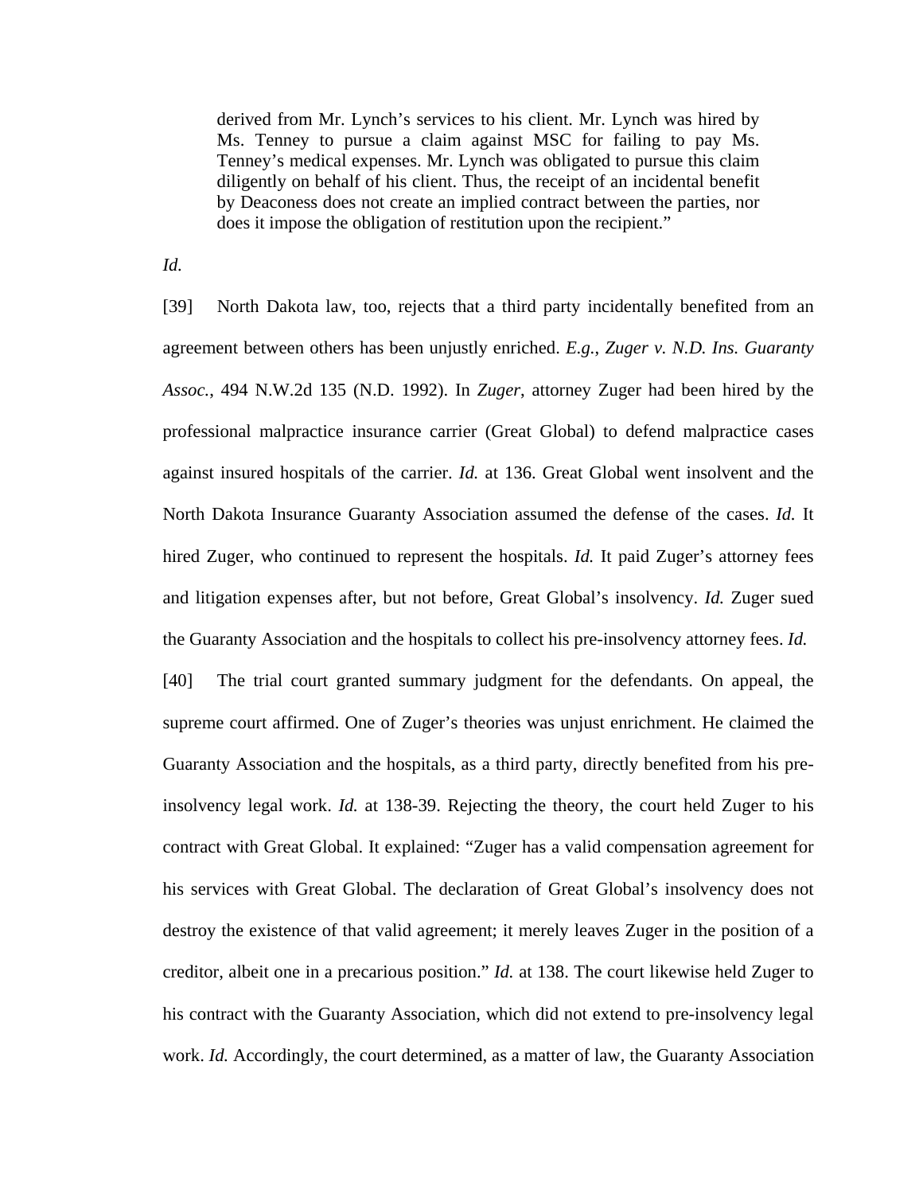> derived from Mr. Lynch's services to his client. Mr. Lynch was hired by Ms. Tenney to pursue a claim against MSC for failing to pay Ms. Tenney's medical expenses. Mr. Lynch was obligated to pursue this claim diligently on behalf of his client. Thus, the receipt of an incidental benefit by Deaconess does not create an implied contract between the parties, nor does it impose the obligation of restitution upon the recipient."

*Id.*

[39] North Dakota law, too, rejects that a third party incidentally benefited from an agreement between others has been unjustly enriched. *E.g.*, *Zuger v. N.D. Ins. Guaranty Assoc.*, 494 N.W.2d 135 (N.D. 1992). In *Zuger*, attorney Zuger had been hired by the professional malpractice insurance carrier (Great Global) to defend malpractice cases against insured hospitals of the carrier. *Id.* at 136. Great Global went insolvent and the North Dakota Insurance Guaranty Association assumed the defense of the cases. *Id.* It hired Zuger, who continued to represent the hospitals. *Id.* It paid Zuger's attorney fees and litigation expenses after, but not before, Great Global's insolvency. *Id.* Zuger sued the Guaranty Association and the hospitals to collect his pre-insolvency attorney fees. *Id.*

[40] The trial court granted summary judgment for the defendants. On appeal, the supreme court affirmed. One of Zuger's theories was unjust enrichment. He claimed the Guaranty Association and the hospitals, as a third party, directly benefited from his pre-insolvency legal work. *Id.* at 138-39. Rejecting the theory, the court held Zuger to his contract with Great Global. It explained: "Zuger has a valid compensation agreement for his services with Great Global. The declaration of Great Global's insolvency does not destroy the existence of that valid agreement; it merely leaves Zuger in the position of a creditor, albeit one in a precarious position." *Id.* at 138. The court likewise held Zuger to his contract with the Guaranty Association, which did not extend to pre-insolvency legal work. *Id.* Accordingly, the court determined, as a matter of law, the Guaranty Association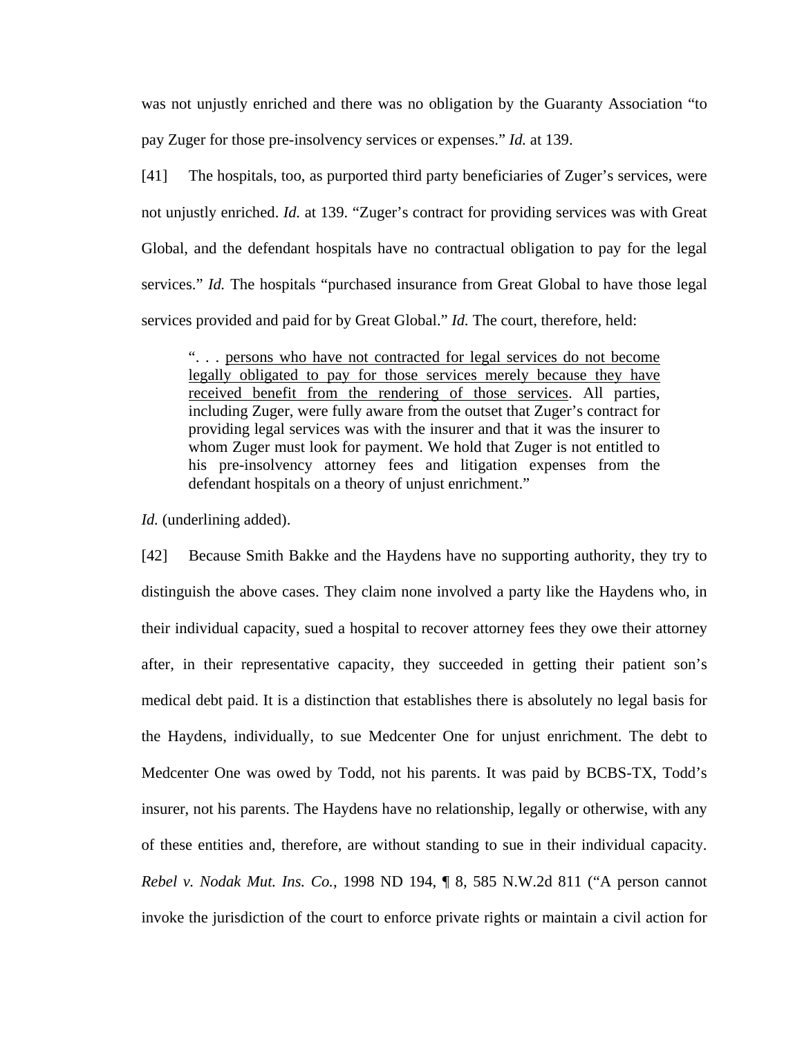was not unjustly enriched and there was no obligation by the Guaranty Association "to pay Zuger for those pre-insolvency services or expenses." *Id.* at 139.

[41] The hospitals, too, as purported third party beneficiaries of Zuger's services, were not unjustly enriched. *Id.* at 139. "Zuger's contract for providing services was with Great Global, and the defendant hospitals have no contractual obligation to pay for the legal services." *Id.* The hospitals "purchased insurance from Great Global to have those legal services provided and paid for by Great Global." *Id.* The court, therefore, held:

> ". . . <u>persons who have not contracted for legal services do not become legally obligated to pay for those services merely because they have received benefit from the rendering of those services</u>. All parties, including Zuger, were fully aware from the outset that Zuger's contract for providing legal services was with the insurer and that it was the insurer to whom Zuger must look for payment. We hold that Zuger is not entitled to his pre-insolvency attorney fees and litigation expenses from the defendant hospitals on a theory of unjust enrichment."

*Id.* (underlining added).

[42] Because Smith Bakke and the Haydens have no supporting authority, they try to distinguish the above cases. They claim none involved a party like the Haydens who, in their individual capacity, sued a hospital to recover attorney fees they owe their attorney after, in their representative capacity, they succeeded in getting their patient son's medical debt paid. It is a distinction that establishes there is absolutely no legal basis for the Haydens, individually, to sue Medcenter One for unjust enrichment. The debt to Medcenter One was owed by Todd, not his parents. It was paid by BCBS-TX, Todd's insurer, not his parents. The Haydens have no relationship, legally or otherwise, with any of these entities and, therefore, are without standing to sue in their individual capacity. *Rebel v. Nodak Mut. Ins. Co.*, 1998 ND 194, ¶ 8, 585 N.W.2d 811 ("A person cannot invoke the jurisdiction of the court to enforce private rights or maintain a civil action for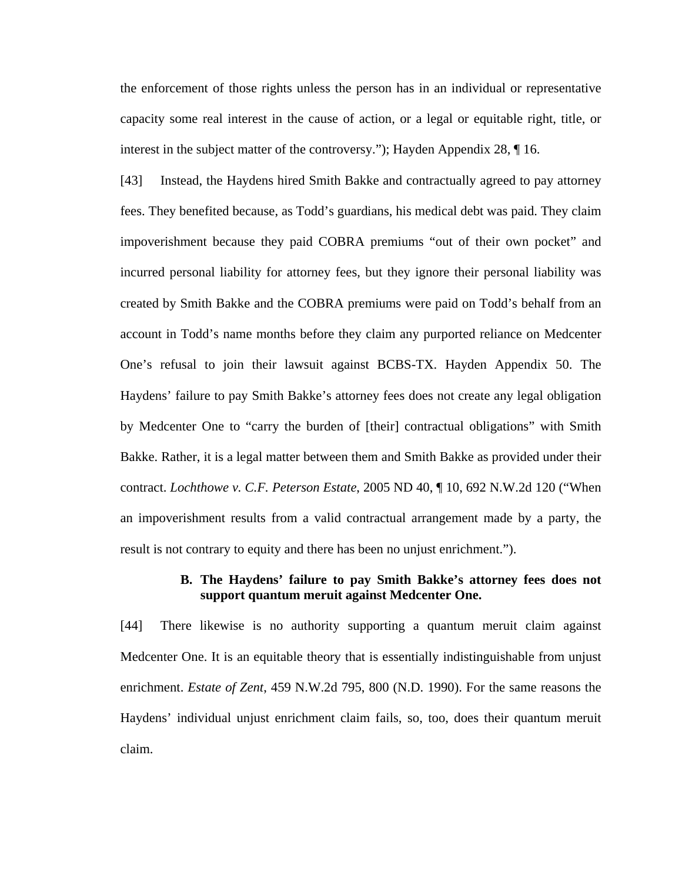the enforcement of those rights unless the person has in an individual or representative capacity some real interest in the cause of action, or a legal or equitable right, title, or interest in the subject matter of the controversy."); Hayden Appendix 28, ¶ 16.

[43] Instead, the Haydens hired Smith Bakke and contractually agreed to pay attorney fees. They benefited because, as Todd's guardians, his medical debt was paid. They claim impoverishment because they paid COBRA premiums "out of their own pocket" and incurred personal liability for attorney fees, but they ignore their personal liability was created by Smith Bakke and the COBRA premiums were paid on Todd's behalf from an account in Todd's name months before they claim any purported reliance on Medcenter One's refusal to join their lawsuit against BCBS-TX. Hayden Appendix 50. The Haydens' failure to pay Smith Bakke's attorney fees does not create any legal obligation by Medcenter One to "carry the burden of [their] contractual obligations" with Smith Bakke. Rather, it is a legal matter between them and Smith Bakke as provided under their contract. *Lochthowe v. C.F. Peterson Estate*, 2005 ND 40, ¶ 10, 692 N.W.2d 120 ("When an impoverishment results from a valid contractual arrangement made by a party, the result is not contrary to equity and there has been no unjust enrichment.").

**B. The Haydens' failure to pay Smith Bakke's attorney fees does not support quantum meruit against Medcenter One.**

[44] There likewise is no authority supporting a quantum meruit claim against Medcenter One. It is an equitable theory that is essentially indistinguishable from unjust enrichment. *Estate of Zent*, 459 N.W.2d 795, 800 (N.D. 1990). For the same reasons the Haydens' individual unjust enrichment claim fails, so, too, does their quantum meruit claim.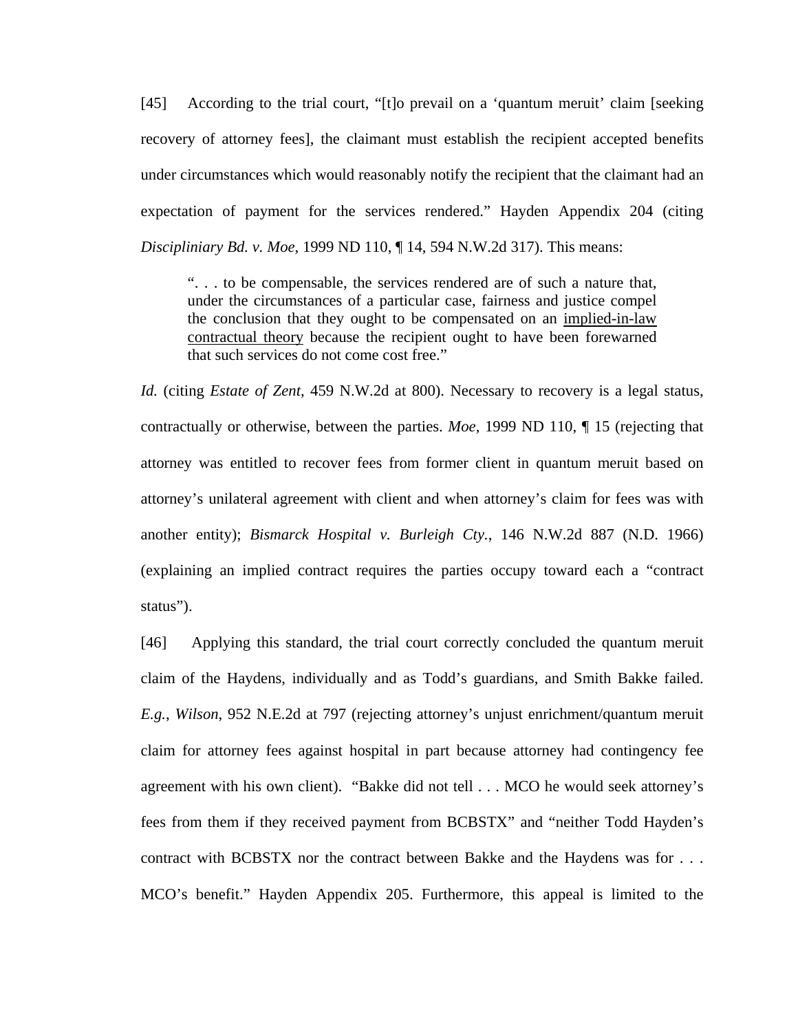[45] According to the trial court, "[t]o prevail on a 'quantum meruit' claim [seeking recovery of attorney fees], the claimant must establish the recipient accepted benefits under circumstances which would reasonably notify the recipient that the claimant had an expectation of payment for the services rendered." Hayden Appendix 204 (citing *Disciplinary Bd. v. Moe*, 1999 ND 110, ¶ 14, 594 N.W.2d 317). This means:

> ". . . to be compensable, the services rendered are of such a nature that, under the circumstances of a particular case, fairness and justice compel the conclusion that they ought to be compensated on an <u>implied-in-law contractual theory</u> because the recipient ought to have been forewarned that such services do not come cost free."

*Id.* (citing *Estate of Zent*, 459 N.W.2d at 800). Necessary to recovery is a legal status, contractually or otherwise, between the parties. *Moe*, 1999 ND 110, ¶ 15 (rejecting that attorney was entitled to recover fees from former client in quantum meruit based on attorney's unilateral agreement with client and when attorney's claim for fees was with another entity); *Bismarck Hospital v. Burleigh Cty.*, 146 N.W.2d 887 (N.D. 1966) (explaining an implied contract requires the parties occupy toward each a "contract status").

[46] Applying this standard, the trial court correctly concluded the quantum meruit claim of the Haydens, individually and as Todd's guardians, and Smith Bakke failed. *E.g.*, *Wilson*, 952 N.E.2d at 797 (rejecting attorney's unjust enrichment/quantum meruit claim for attorney fees against hospital in part because attorney had contingency fee agreement with his own client). "Bakke did not tell . . . MCO he would seek attorney's fees from them if they received payment from BCBSTX" and "neither Todd Hayden's contract with BCBSTX nor the contract between Bakke and the Haydens was for . . . MCO's benefit." Hayden Appendix 205. Furthermore, this appeal is limited to the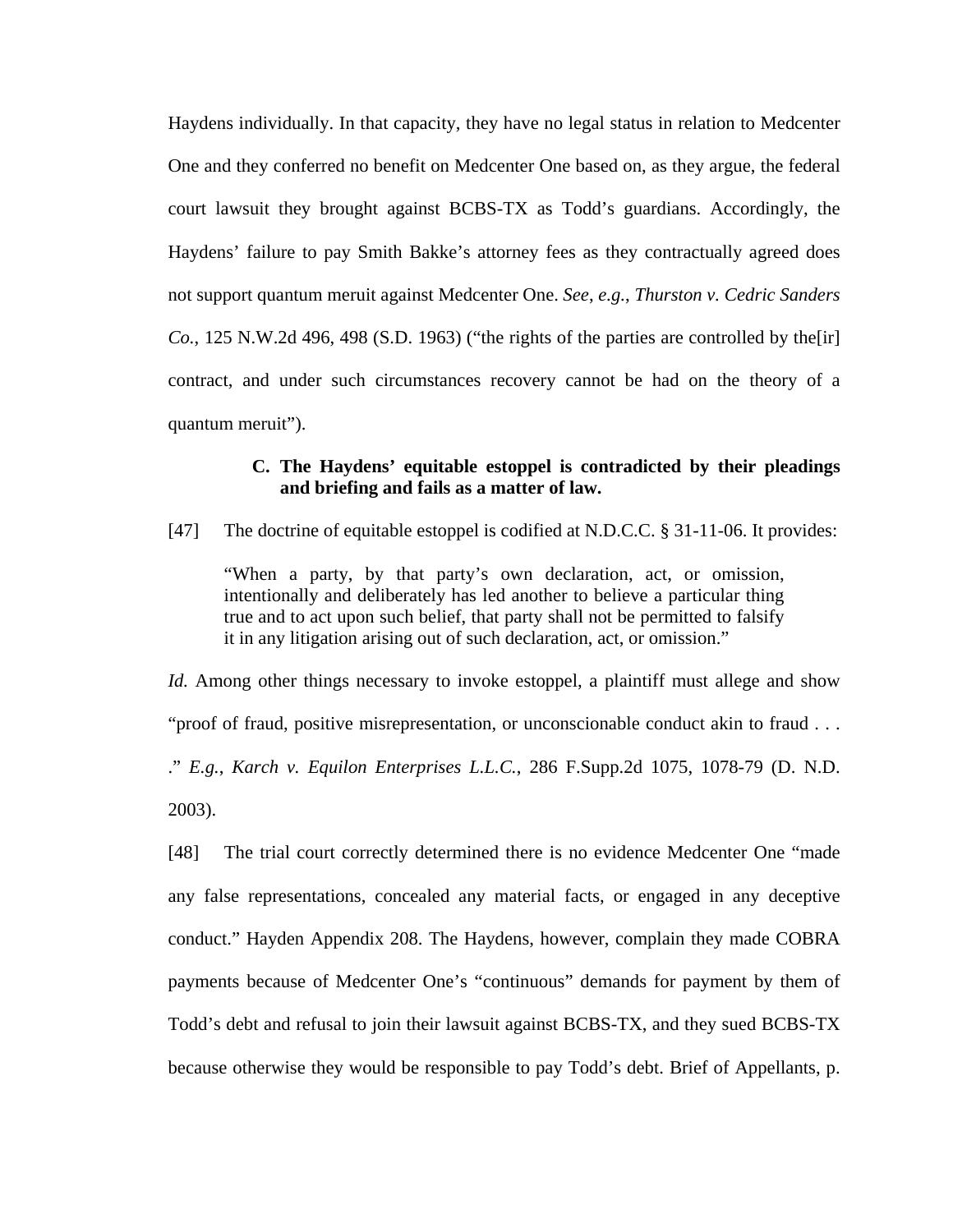Haydens individually. In that capacity, they have no legal status in relation to Medcenter One and they conferred no benefit on Medcenter One based on, as they argue, the federal court lawsuit they brought against BCBS-TX as Todd's guardians. Accordingly, the Haydens' failure to pay Smith Bakke's attorney fees as they contractually agreed does not support quantum meruit against Medcenter One. *See*, *e.g.*, *Thurston v. Cedric Sanders Co.*, 125 N.W.2d 496, 498 (S.D. 1963) ("the rights of the parties are controlled by the[ir] contract, and under such circumstances recovery cannot be had on the theory of a quantum meruit").

### C. The Haydens' equitable estoppel is contradicted by their pleadings and briefing and fails as a matter of law.

[47] The doctrine of equitable estoppel is codified at N.D.C.C. § 31-11-06. It provides:

> "When a party, by that party's own declaration, act, or omission, intentionally and deliberately has led another to believe a particular thing true and to act upon such belief, that party shall not be permitted to falsify it in any litigation arising out of such declaration, act, or omission."

*Id.* Among other things necessary to invoke estoppel, a plaintiff must allege and show "proof of fraud, positive misrepresentation, or unconscionable conduct akin to fraud . . . ." *E.g.*, *Karch v. Equilon Enterprises L.L.C.*, 286 F.Supp.2d 1075, 1078-79 (D. N.D. 2003).

[48] The trial court correctly determined there is no evidence Medcenter One "made any false representations, concealed any material facts, or engaged in any deceptive conduct." Hayden Appendix 208. The Haydens, however, complain they made COBRA payments because of Medcenter One's "continuous" demands for payment by them of Todd's debt and refusal to join their lawsuit against BCBS-TX, and they sued BCBS-TX because otherwise they would be responsible to pay Todd's debt. Brief of Appellants, p.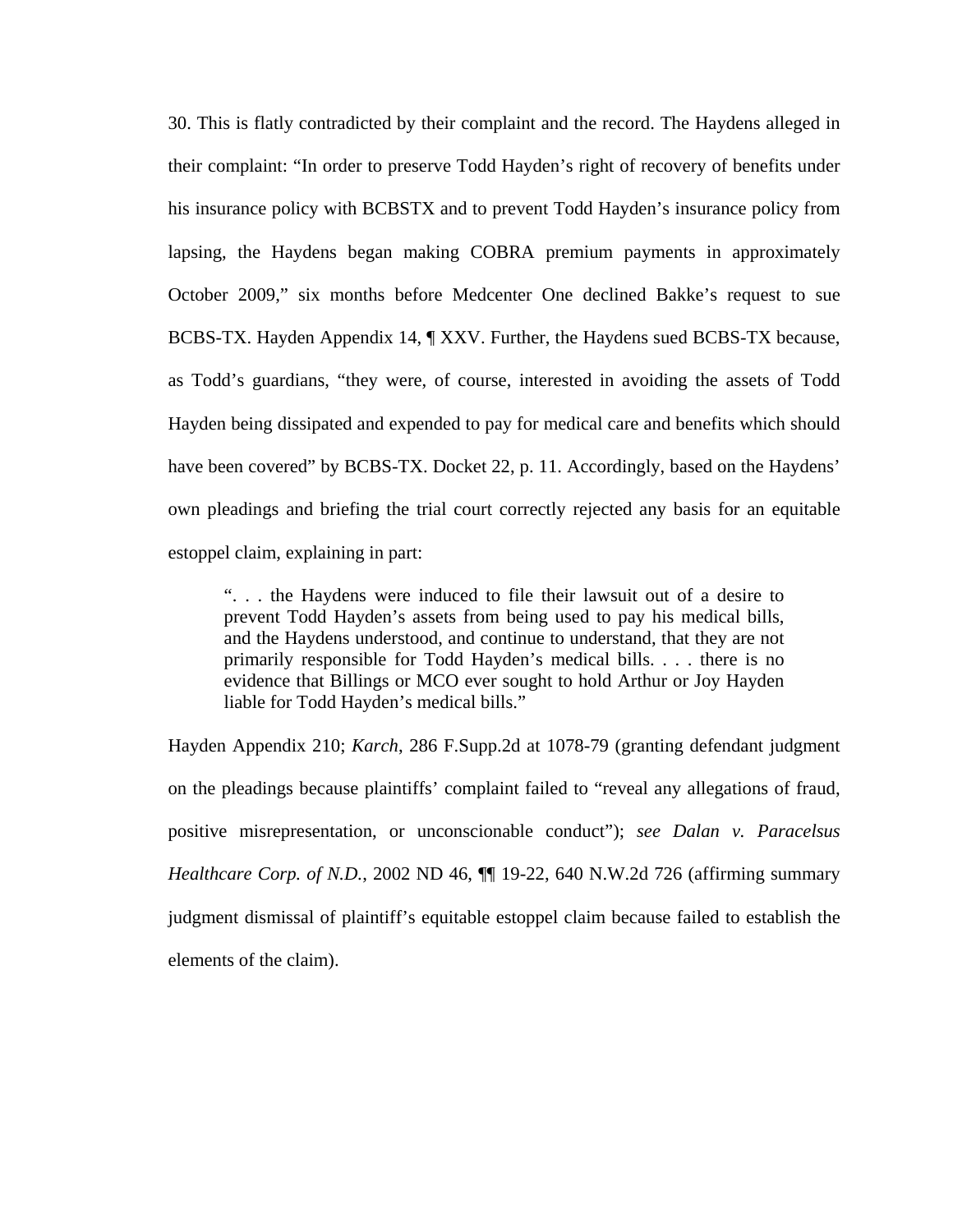30. This is flatly contradicted by their complaint and the record. The Haydens alleged in their complaint: "In order to preserve Todd Hayden's right of recovery of benefits under his insurance policy with BCBSTX and to prevent Todd Hayden's insurance policy from lapsing, the Haydens began making COBRA premium payments in approximately October 2009," six months before Medcenter One declined Bakke's request to sue BCBS-TX. Hayden Appendix 14, ¶ XXV. Further, the Haydens sued BCBS-TX because, as Todd's guardians, "they were, of course, interested in avoiding the assets of Todd Hayden being dissipated and expended to pay for medical care and benefits which should have been covered" by BCBS-TX. Docket 22, p. 11. Accordingly, based on the Haydens' own pleadings and briefing the trial court correctly rejected any basis for an equitable estoppel claim, explaining in part:

> ". . . the Haydens were induced to file their lawsuit out of a desire to prevent Todd Hayden's assets from being used to pay his medical bills, and the Haydens understood, and continue to understand, that they are not primarily responsible for Todd Hayden's medical bills. . . . there is no evidence that Billings or MCO ever sought to hold Arthur or Joy Hayden liable for Todd Hayden's medical bills."

Hayden Appendix 210; *Karch*, 286 F.Supp.2d at 1078-79 (granting defendant judgment on the pleadings because plaintiffs' complaint failed to "reveal any allegations of fraud, positive misrepresentation, or unconscionable conduct"); *see Dalan v. Paracelsus Healthcare Corp. of N.D.*, 2002 ND 46, ¶¶ 19-22, 640 N.W.2d 726 (affirming summary judgment dismissal of plaintiff's equitable estoppel claim because failed to establish the elements of the claim).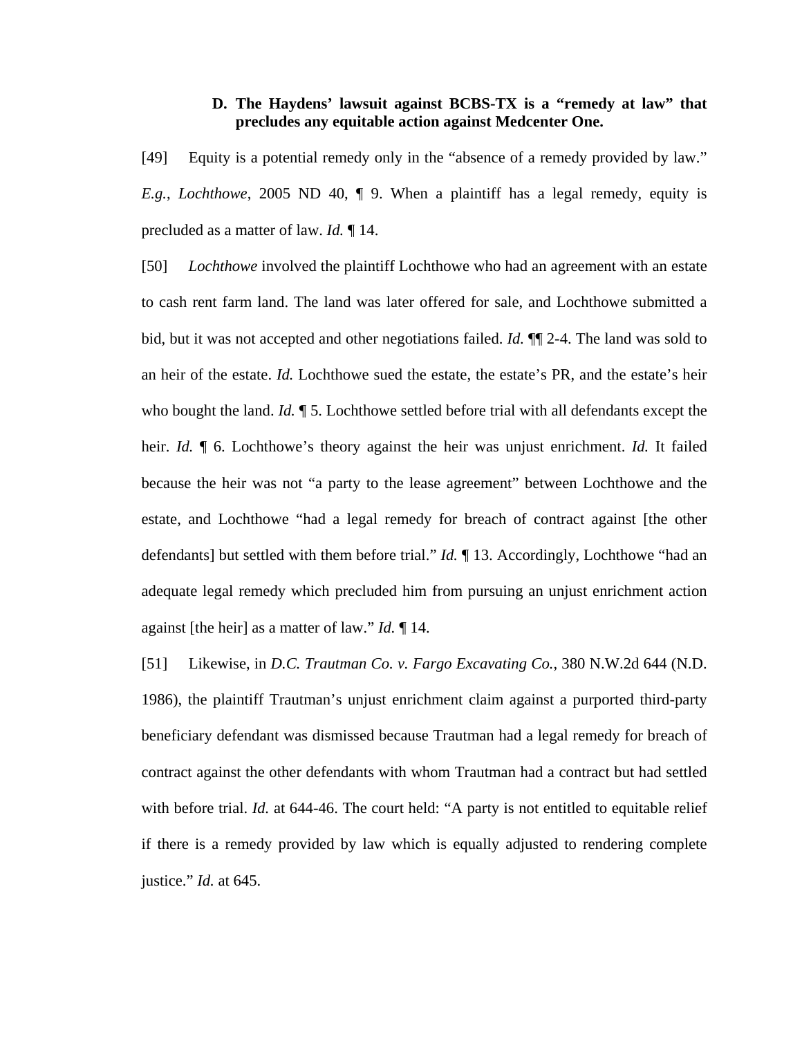### D. The Haydens' lawsuit against BCBS-TX is a "remedy at law" that precludes any equitable action against Medcenter One.

[49] Equity is a potential remedy only in the "absence of a remedy provided by law." *E.g.*, *Lochthowe*, 2005 ND 40, ¶ 9. When a plaintiff has a legal remedy, equity is precluded as a matter of law. *Id.* ¶ 14.

[50] *Lochthowe* involved the plaintiff Lochthowe who had an agreement with an estate to cash rent farm land. The land was later offered for sale, and Lochthowe submitted a bid, but it was not accepted and other negotiations failed. *Id.* ¶¶ 2-4. The land was sold to an heir of the estate. *Id.* Lochthowe sued the estate, the estate's PR, and the estate's heir who bought the land. *Id.* ¶ 5. Lochthowe settled before trial with all defendants except the heir. *Id.* ¶ 6. Lochthowe's theory against the heir was unjust enrichment. *Id.* It failed because the heir was not "a party to the lease agreement" between Lochthowe and the estate, and Lochthowe "had a legal remedy for breach of contract against [the other defendants] but settled with them before trial." *Id.* ¶ 13. Accordingly, Lochthowe "had an adequate legal remedy which precluded him from pursuing an unjust enrichment action against [the heir] as a matter of law." *Id.* ¶ 14.

[51] Likewise, in *D.C. Trautman Co. v. Fargo Excavating Co.*, 380 N.W.2d 644 (N.D. 1986), the plaintiff Trautman's unjust enrichment claim against a purported third-party beneficiary defendant was dismissed because Trautman had a legal remedy for breach of contract against the other defendants with whom Trautman had a contract but had settled with before trial. *Id.* at 644-46. The court held: "A party is not entitled to equitable relief if there is a remedy provided by law which is equally adjusted to rendering complete justice." *Id.* at 645.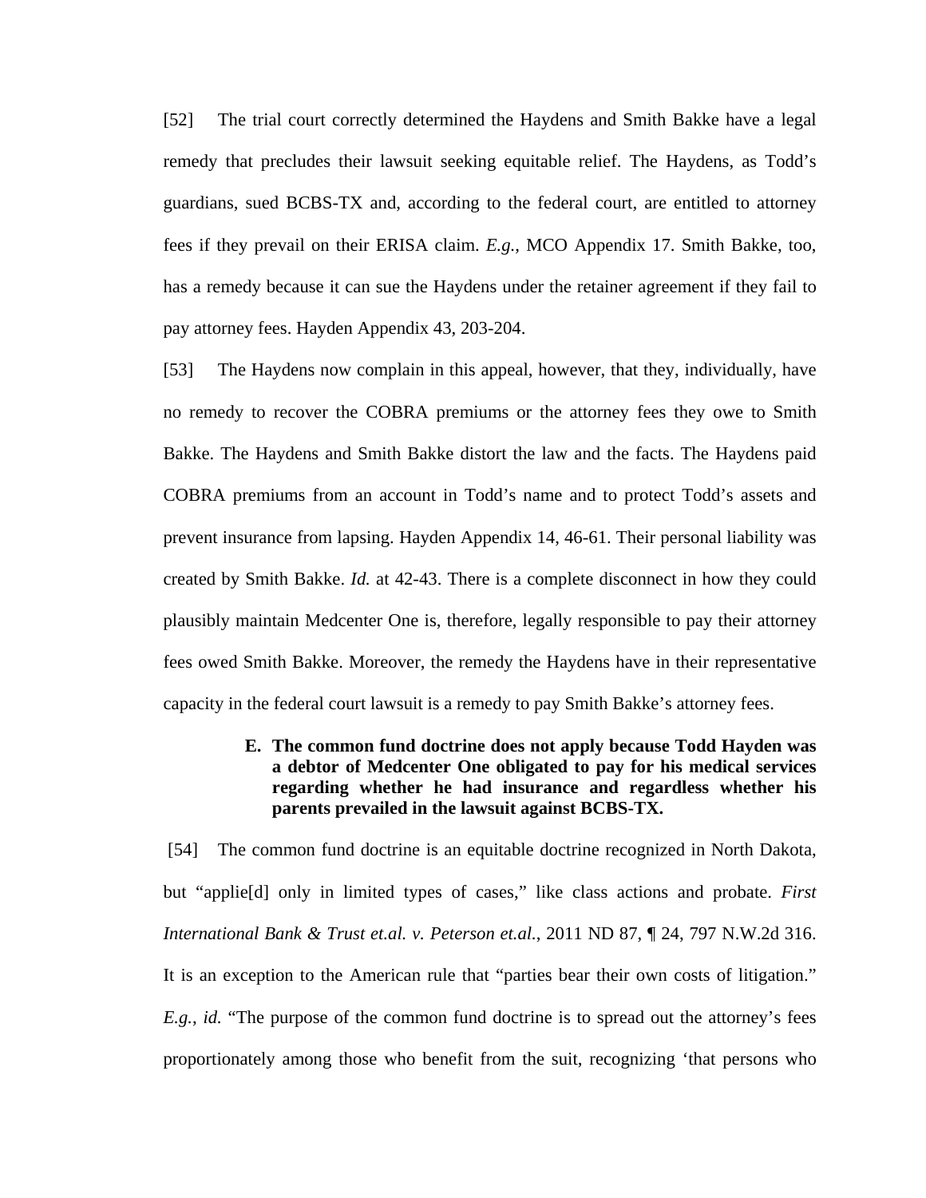[52] The trial court correctly determined the Haydens and Smith Bakke have a legal remedy that precludes their lawsuit seeking equitable relief. The Haydens, as Todd's guardians, sued BCBS-TX and, according to the federal court, are entitled to attorney fees if they prevail on their ERISA claim. *E.g.*, MCO Appendix 17. Smith Bakke, too, has a remedy because it can sue the Haydens under the retainer agreement if they fail to pay attorney fees. Hayden Appendix 43, 203-204.

[53] The Haydens now complain in this appeal, however, that they, individually, have no remedy to recover the COBRA premiums or the attorney fees they owe to Smith Bakke. The Haydens and Smith Bakke distort the law and the facts. The Haydens paid COBRA premiums from an account in Todd's name and to protect Todd's assets and prevent insurance from lapsing. Hayden Appendix 14, 46-61. Their personal liability was created by Smith Bakke. *Id.* at 42-43. There is a complete disconnect in how they could plausibly maintain Medcenter One is, therefore, legally responsible to pay their attorney fees owed Smith Bakke. Moreover, the remedy the Haydens have in their representative capacity in the federal court lawsuit is a remedy to pay Smith Bakke's attorney fees.

**E. The common fund doctrine does not apply because Todd Hayden was a debtor of Medcenter One obligated to pay for his medical services regarding whether he had insurance and regardless whether his parents prevailed in the lawsuit against BCBS-TX.**

[54] The common fund doctrine is an equitable doctrine recognized in North Dakota, but "applie[d] only in limited types of cases," like class actions and probate. *First International Bank & Trust et.al. v. Peterson et.al.*, 2011 ND 87, ¶ 24, 797 N.W.2d 316. It is an exception to the American rule that "parties bear their own costs of litigation." *E.g.*, *id.* "The purpose of the common fund doctrine is to spread out the attorney's fees proportionately among those who benefit from the suit, recognizing 'that persons who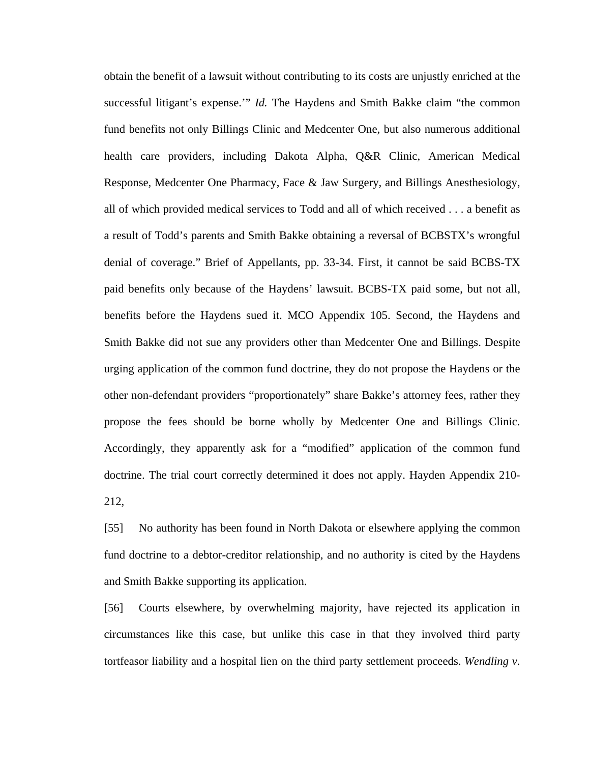obtain the benefit of a lawsuit without contributing to its costs are unjustly enriched at the successful litigant's expense.'" *Id.* The Haydens and Smith Bakke claim "the common fund benefits not only Billings Clinic and Medcenter One, but also numerous additional health care providers, including Dakota Alpha, Q&R Clinic, American Medical Response, Medcenter One Pharmacy, Face & Jaw Surgery, and Billings Anesthesiology, all of which provided medical services to Todd and all of which received . . . a benefit as a result of Todd's parents and Smith Bakke obtaining a reversal of BCBSTX's wrongful denial of coverage." Brief of Appellants, pp. 33-34. First, it cannot be said BCBS-TX paid benefits only because of the Haydens' lawsuit. BCBS-TX paid some, but not all, benefits before the Haydens sued it. MCO Appendix 105. Second, the Haydens and Smith Bakke did not sue any providers other than Medcenter One and Billings. Despite urging application of the common fund doctrine, they do not propose the Haydens or the other non-defendant providers "proportionately" share Bakke's attorney fees, rather they propose the fees should be borne wholly by Medcenter One and Billings Clinic. Accordingly, they apparently ask for a "modified" application of the common fund doctrine. The trial court correctly determined it does not apply. Hayden Appendix 210-212,

[55] No authority has been found in North Dakota or elsewhere applying the common fund doctrine to a debtor-creditor relationship, and no authority is cited by the Haydens and Smith Bakke supporting its application.

[56] Courts elsewhere, by overwhelming majority, have rejected its application in circumstances like this case, but unlike this case in that they involved third party tortfeasor liability and a hospital lien on the third party settlement proceeds. *Wendling v.*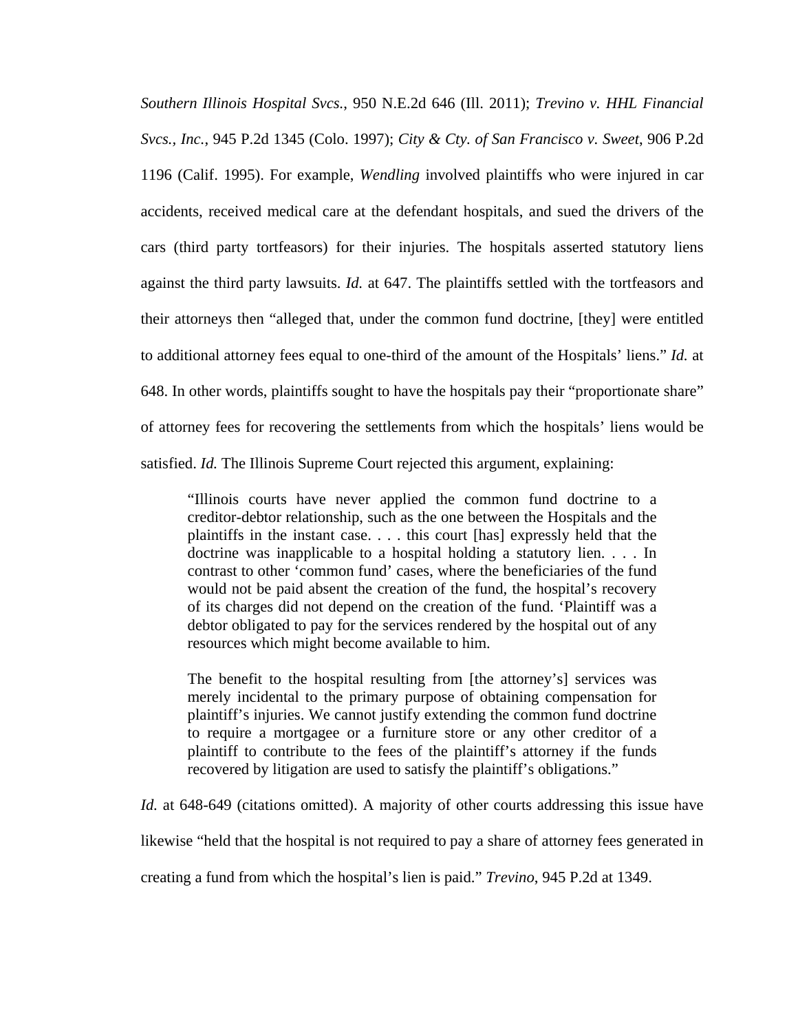*Southern Illinois Hospital Svcs.*, 950 N.E.2d 646 (Ill. 2011); *Trevino v. HHL Financial Svcs., Inc.*, 945 P.2d 1345 (Colo. 1997); *City & Cty. of San Francisco v. Sweet*, 906 P.2d 1196 (Calif. 1995). For example, *Wendling* involved plaintiffs who were injured in car accidents, received medical care at the defendant hospitals, and sued the drivers of the cars (third party tortfeasors) for their injuries. The hospitals asserted statutory liens against the third party lawsuits. *Id.* at 647. The plaintiffs settled with the tortfeasors and their attorneys then "alleged that, under the common fund doctrine, [they] were entitled to additional attorney fees equal to one-third of the amount of the Hospitals' liens." *Id.* at 648. In other words, plaintiffs sought to have the hospitals pay their "proportionate share" of attorney fees for recovering the settlements from which the hospitals' liens would be satisfied. *Id.* The Illinois Supreme Court rejected this argument, explaining:

> "Illinois courts have never applied the common fund doctrine to a creditor-debtor relationship, such as the one between the Hospitals and the plaintiffs in the instant case. . . . this court [has] expressly held that the doctrine was inapplicable to a hospital holding a statutory lien. . . . In contrast to other 'common fund' cases, where the beneficiaries of the fund would not be paid absent the creation of the fund, the hospital's recovery of its charges did not depend on the creation of the fund. 'Plaintiff was a debtor obligated to pay for the services rendered by the hospital out of any resources which might become available to him.
>
> The benefit to the hospital resulting from [the attorney's] services was merely incidental to the primary purpose of obtaining compensation for plaintiff's injuries. We cannot justify extending the common fund doctrine to require a mortgagee or a furniture store or any other creditor of a plaintiff to contribute to the fees of the plaintiff's attorney if the funds recovered by litigation are used to satisfy the plaintiff's obligations."

*Id.* at 648-649 (citations omitted). A majority of other courts addressing this issue have likewise "held that the hospital is not required to pay a share of attorney fees generated in creating a fund from which the hospital's lien is paid." *Trevino*, 945 P.2d at 1349.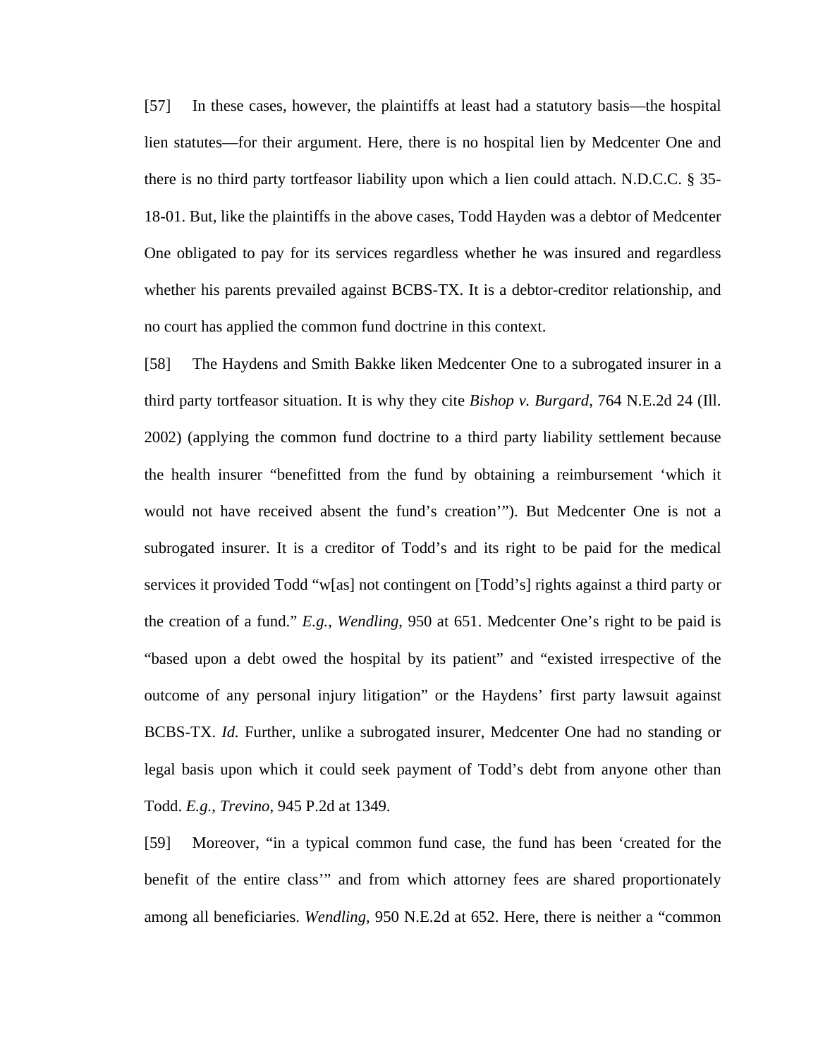[57] In these cases, however, the plaintiffs at least had a statutory basis—the hospital lien statutes—for their argument. Here, there is no hospital lien by Medcenter One and there is no third party tortfeasor liability upon which a lien could attach. N.D.C.C. § 35-18-01. But, like the plaintiffs in the above cases, Todd Hayden was a debtor of Medcenter One obligated to pay for its services regardless whether he was insured and regardless whether his parents prevailed against BCBS-TX. It is a debtor-creditor relationship, and no court has applied the common fund doctrine in this context.

[58] The Haydens and Smith Bakke liken Medcenter One to a subrogated insurer in a third party tortfeasor situation. It is why they cite *Bishop v. Burgard*, 764 N.E.2d 24 (Ill. 2002) (applying the common fund doctrine to a third party liability settlement because the health insurer "benefitted from the fund by obtaining a reimbursement 'which it would not have received absent the fund's creation'"). But Medcenter One is not a subrogated insurer. It is a creditor of Todd's and its right to be paid for the medical services it provided Todd "w[as] not contingent on [Todd's] rights against a third party or the creation of a fund." *E.g., Wendling,* 950 at 651. Medcenter One's right to be paid is "based upon a debt owed the hospital by its patient" and "existed irrespective of the outcome of any personal injury litigation" or the Haydens' first party lawsuit against BCBS-TX. *Id.* Further, unlike a subrogated insurer, Medcenter One had no standing or legal basis upon which it could seek payment of Todd's debt from anyone other than Todd. *E.g.*, *Trevino*, 945 P.2d at 1349.

[59] Moreover, "in a typical common fund case, the fund has been 'created for the benefit of the entire class'" and from which attorney fees are shared proportionately among all beneficiaries. *Wendling*, 950 N.E.2d at 652. Here, there is neither a "common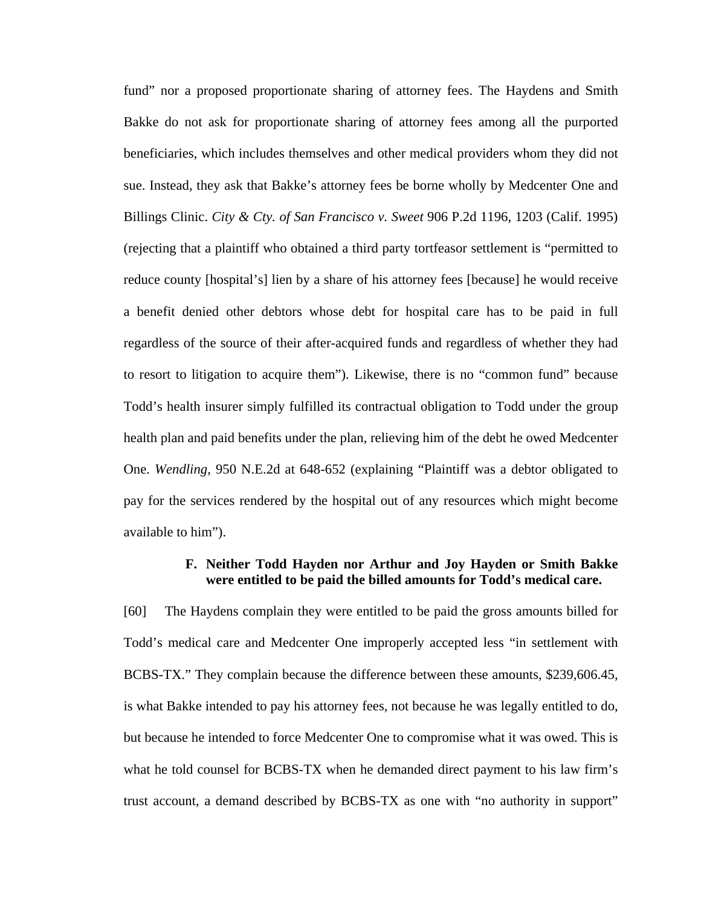fund" nor a proposed proportionate sharing of attorney fees. The Haydens and Smith Bakke do not ask for proportionate sharing of attorney fees among all the purported beneficiaries, which includes themselves and other medical providers whom they did not sue. Instead, they ask that Bakke's attorney fees be borne wholly by Medcenter One and Billings Clinic. *City & Cty. of San Francisco v. Sweet* 906 P.2d 1196, 1203 (Calif. 1995) (rejecting that a plaintiff who obtained a third party tortfeasor settlement is "permitted to reduce county [hospital's] lien by a share of his attorney fees [because] he would receive a benefit denied other debtors whose debt for hospital care has to be paid in full regardless of the source of their after-acquired funds and regardless of whether they had to resort to litigation to acquire them"). Likewise, there is no "common fund" because Todd's health insurer simply fulfilled its contractual obligation to Todd under the group health plan and paid benefits under the plan, relieving him of the debt he owed Medcenter One. *Wendling*, 950 N.E.2d at 648-652 (explaining "Plaintiff was a debtor obligated to pay for the services rendered by the hospital out of any resources which might become available to him").

### F. Neither Todd Hayden nor Arthur and Joy Hayden or Smith Bakke were entitled to be paid the billed amounts for Todd's medical care.

[60] The Haydens complain they were entitled to be paid the gross amounts billed for Todd's medical care and Medcenter One improperly accepted less "in settlement with BCBS-TX." They complain because the difference between these amounts, $239,606.45, is what Bakke intended to pay his attorney fees, not because he was legally entitled to do, but because he intended to force Medcenter One to compromise what it was owed. This is what he told counsel for BCBS-TX when he demanded direct payment to his law firm's trust account, a demand described by BCBS-TX as one with "no authority in support"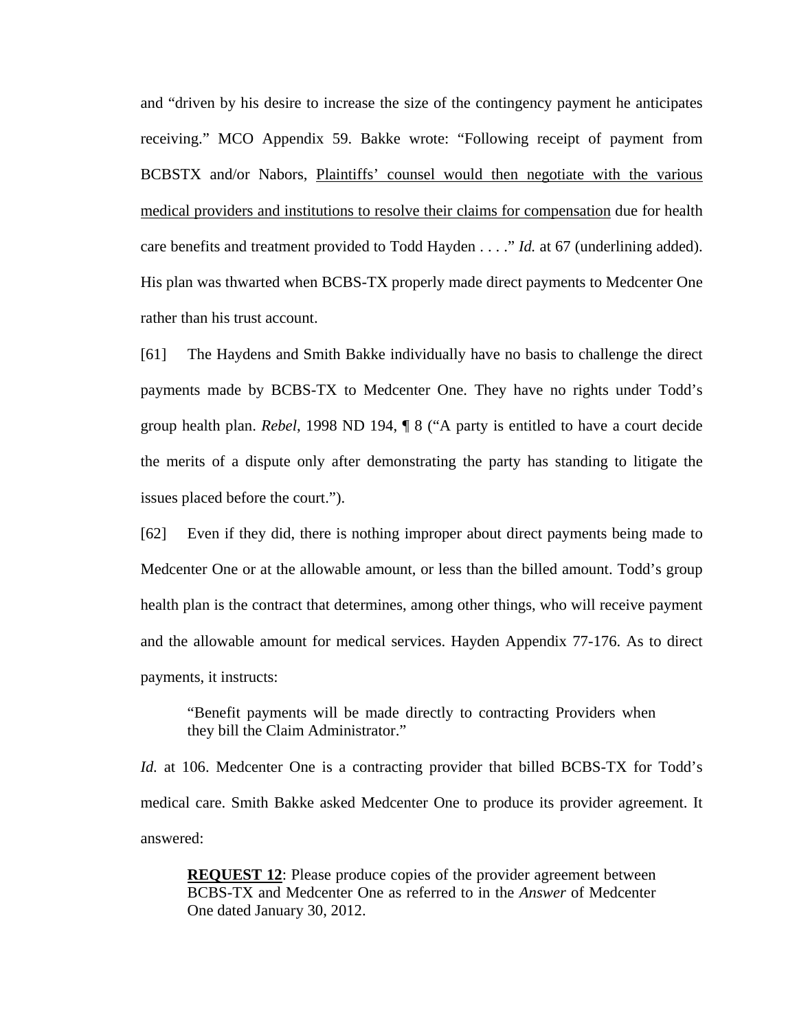and "driven by his desire to increase the size of the contingency payment he anticipates receiving." MCO Appendix 59. Bakke wrote: "Following receipt of payment from BCBSTX and/or Nabors, <u>Plaintiffs' counsel would then negotiate with the various medical providers and institutions to resolve their claims for compensation</u> due for health care benefits and treatment provided to Todd Hayden . . . ." *Id.* at 67 (underlining added). His plan was thwarted when BCBS-TX properly made direct payments to Medcenter One rather than his trust account.

[61] The Haydens and Smith Bakke individually have no basis to challenge the direct payments made by BCBS-TX to Medcenter One. They have no rights under Todd's group health plan. *Rebel*, 1998 ND 194, ¶ 8 ("A party is entitled to have a court decide the merits of a dispute only after demonstrating the party has standing to litigate the issues placed before the court.").

[62] Even if they did, there is nothing improper about direct payments being made to Medcenter One or at the allowable amount, or less than the billed amount. Todd's group health plan is the contract that determines, among other things, who will receive payment and the allowable amount for medical services. Hayden Appendix 77-176. As to direct payments, it instructs:

> "Benefit payments will be made directly to contracting Providers when they bill the Claim Administrator."

*Id.* at 106. Medcenter One is a contracting provider that billed BCBS-TX for Todd's medical care. Smith Bakke asked Medcenter One to produce its provider agreement. It answered:

> **<u>REQUEST 12</u>**: Please produce copies of the provider agreement between BCBS-TX and Medcenter One as referred to in the *Answer* of Medcenter One dated January 30, 2012.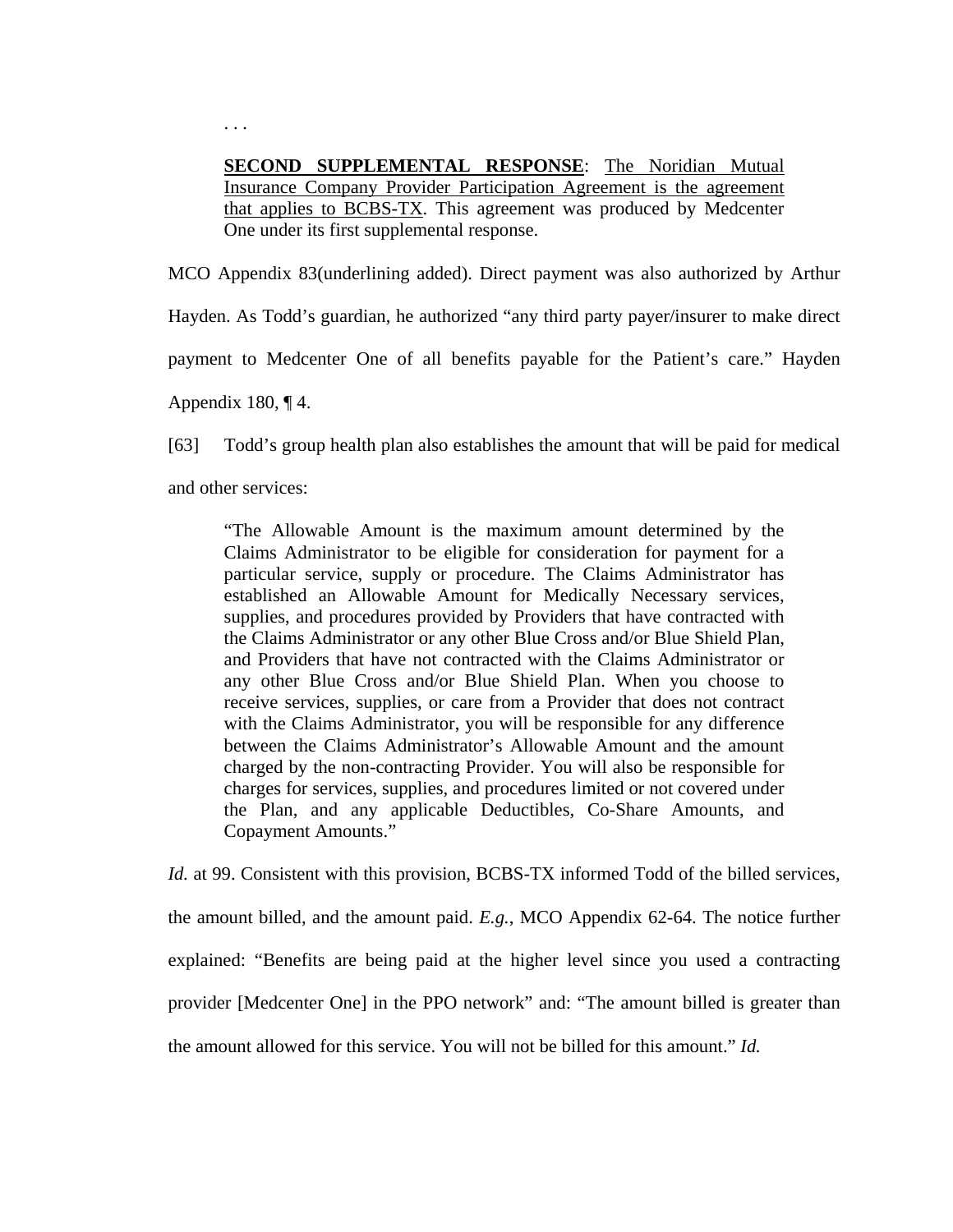> . . .
>
> **<u>SECOND SUPPLEMENTAL RESPONSE</u>**: <u>The Noridian Mutual Insurance Company Provider Participation Agreement is the agreement that applies to BCBS-TX</u>. This agreement was produced by Medcenter One under its first supplemental response.

MCO Appendix 83(underlining added). Direct payment was also authorized by Arthur Hayden. As Todd's guardian, he authorized "any third party payer/insurer to make direct payment to Medcenter One of all benefits payable for the Patient's care." Hayden Appendix 180, ¶ 4.

[63] Todd's group health plan also establishes the amount that will be paid for medical and other services:

> "The Allowable Amount is the maximum amount determined by the Claims Administrator to be eligible for consideration for payment for a particular service, supply or procedure. The Claims Administrator has established an Allowable Amount for Medically Necessary services, supplies, and procedures provided by Providers that have contracted with the Claims Administrator or any other Blue Cross and/or Blue Shield Plan, and Providers that have not contracted with the Claims Administrator or any other Blue Cross and/or Blue Shield Plan. When you choose to receive services, supplies, or care from a Provider that does not contract with the Claims Administrator, you will be responsible for any difference between the Claims Administrator's Allowable Amount and the amount charged by the non-contracting Provider. You will also be responsible for charges for services, supplies, and procedures limited or not covered under the Plan, and any applicable Deductibles, Co-Share Amounts, and Copayment Amounts."

*Id.* at 99. Consistent with this provision, BCBS-TX informed Todd of the billed services, the amount billed, and the amount paid. *E.g.*, MCO Appendix 62-64. The notice further explained: "Benefits are being paid at the higher level since you used a contracting provider [Medcenter One] in the PPO network" and: "The amount billed is greater than the amount allowed for this service. You will not be billed for this amount." *Id.*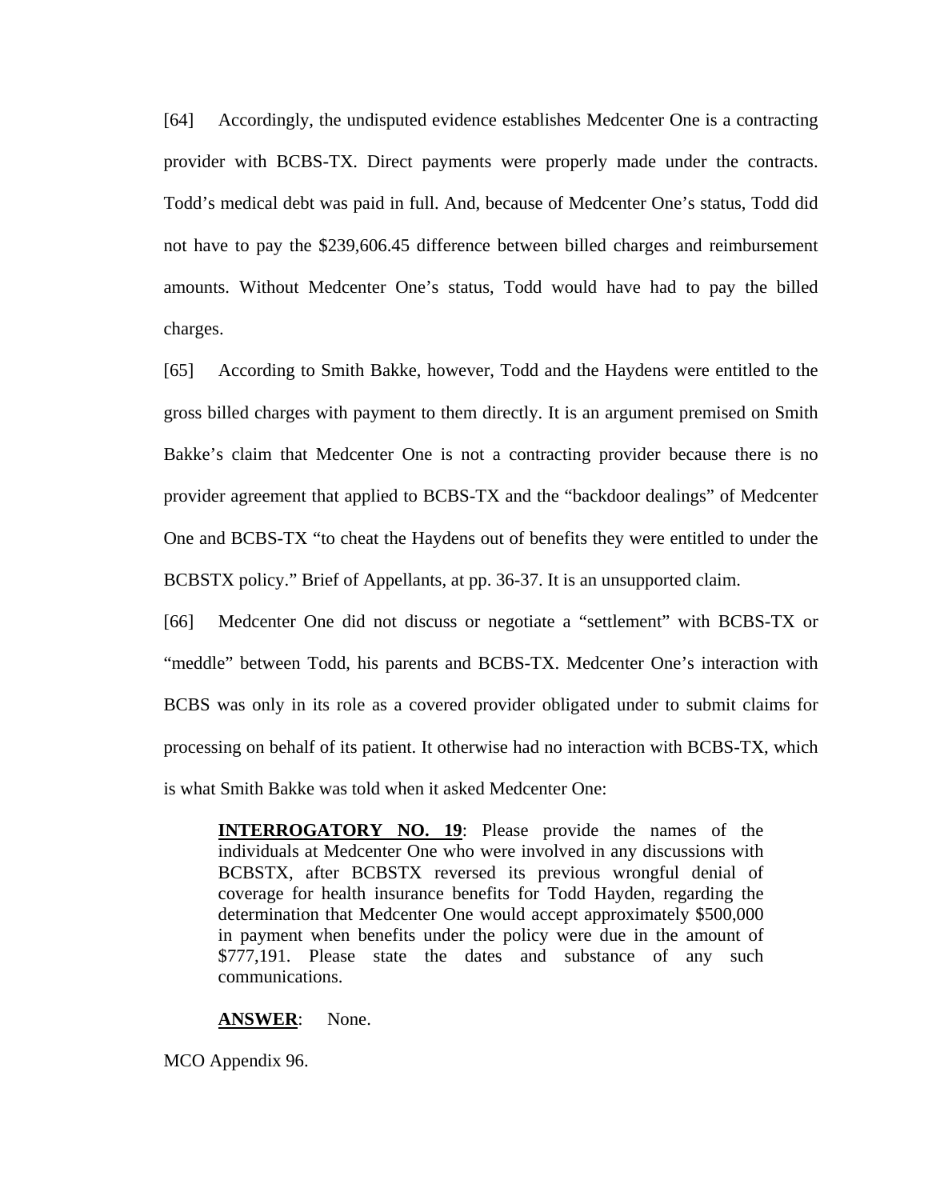[64] Accordingly, the undisputed evidence establishes Medcenter One is a contracting provider with BCBS-TX. Direct payments were properly made under the contracts. Todd's medical debt was paid in full. And, because of Medcenter One's status, Todd did not have to pay the $239,606.45 difference between billed charges and reimbursement amounts. Without Medcenter One's status, Todd would have had to pay the billed charges.

[65] According to Smith Bakke, however, Todd and the Haydens were entitled to the gross billed charges with payment to them directly. It is an argument premised on Smith Bakke's claim that Medcenter One is not a contracting provider because there is no provider agreement that applied to BCBS-TX and the "backdoor dealings" of Medcenter One and BCBS-TX "to cheat the Haydens out of benefits they were entitled to under the BCBSTX policy." Brief of Appellants, at pp. 36-37. It is an unsupported claim.

[66] Medcenter One did not discuss or negotiate a "settlement" with BCBS-TX or "meddle" between Todd, his parents and BCBS-TX. Medcenter One's interaction with BCBS was only in its role as a covered provider obligated under to submit claims for processing on behalf of its patient. It otherwise had no interaction with BCBS-TX, which is what Smith Bakke was told when it asked Medcenter One:

> **INTERROGATORY NO. 19**: Please provide the names of the individuals at Medcenter One who were involved in any discussions with BCBSTX, after BCBSTX reversed its previous wrongful denial of coverage for health insurance benefits for Todd Hayden, regarding the determination that Medcenter One would accept approximately $500,000 in payment when benefits under the policy were due in the amount of $777,191. Please state the dates and substance of any such communications.
>
> **ANSWER**: None.

MCO Appendix 96.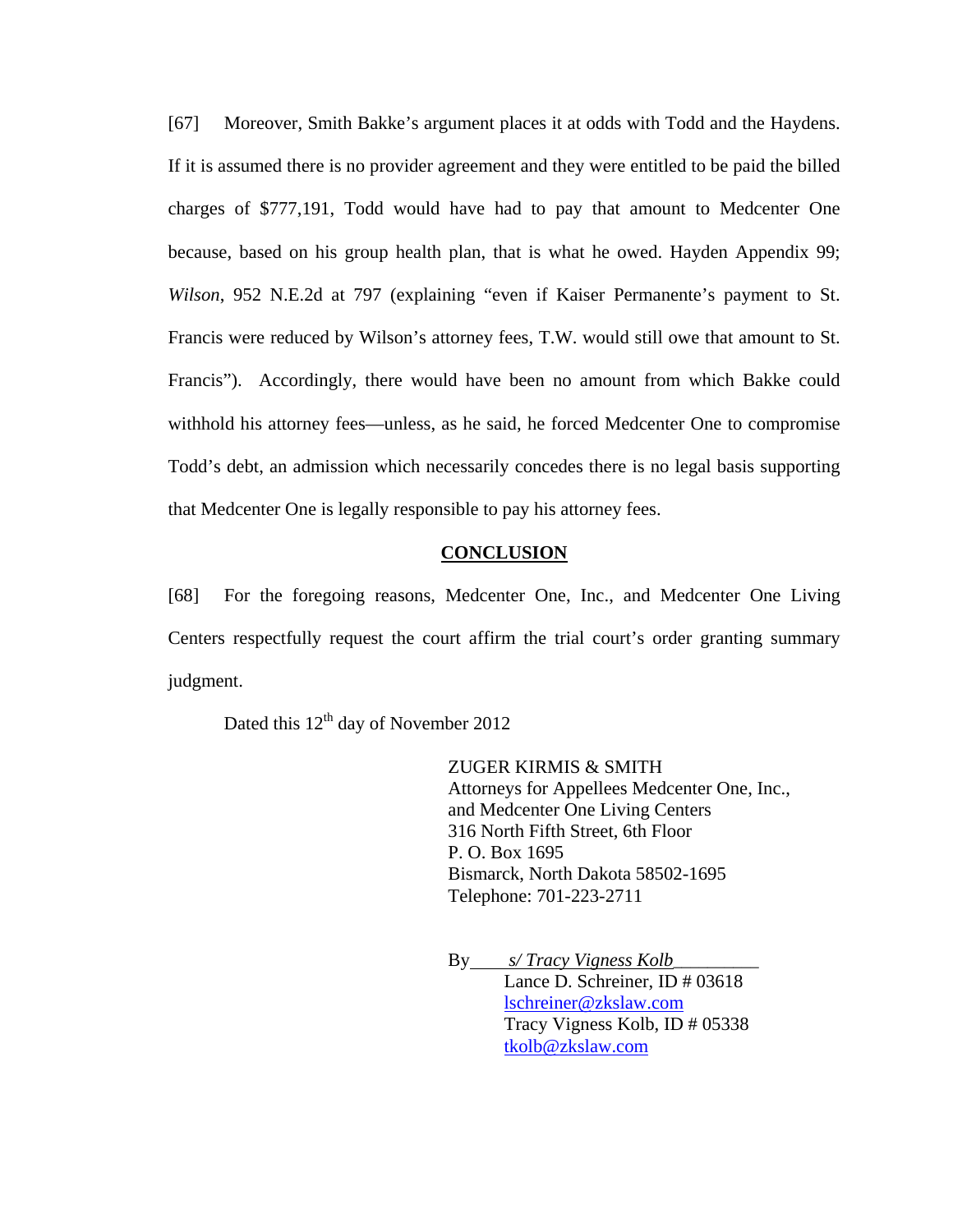[67] Moreover, Smith Bakke's argument places it at odds with Todd and the Haydens. If it is assumed there is no provider agreement and they were entitled to be paid the billed charges of $777,191, Todd would have had to pay that amount to Medcenter One because, based on his group health plan, that is what he owed. Hayden Appendix 99; *Wilson*, 952 N.E.2d at 797 (explaining "even if Kaiser Permanente's payment to St. Francis were reduced by Wilson's attorney fees, T.W. would still owe that amount to St. Francis"). Accordingly, there would have been no amount from which Bakke could withhold his attorney fees—unless, as he said, he forced Medcenter One to compromise Todd's debt, an admission which necessarily concedes there is no legal basis supporting that Medcenter One is legally responsible to pay his attorney fees.

## CONCLUSION

[68] For the foregoing reasons, Medcenter One, Inc., and Medcenter One Living Centers respectfully request the court affirm the trial court's order granting summary judgment.

Dated this 12th day of November 2012

ZUGER KIRMIS & SMITH
Attorneys for Appellees Medcenter One, Inc., and Medcenter One Living Centers
316 North Fifth Street, 6th Floor
P. O. Box 1695
Bismarck, North Dakota 58502-1695
Telephone: 701-223-2711

By *s/ Tracy Vigness Kolb*
Lance D. Schreiner, ID # 03618
lschreiner@zkslaw.com
Tracy Vigness Kolb, ID # 05338
tkolb@zkslaw.com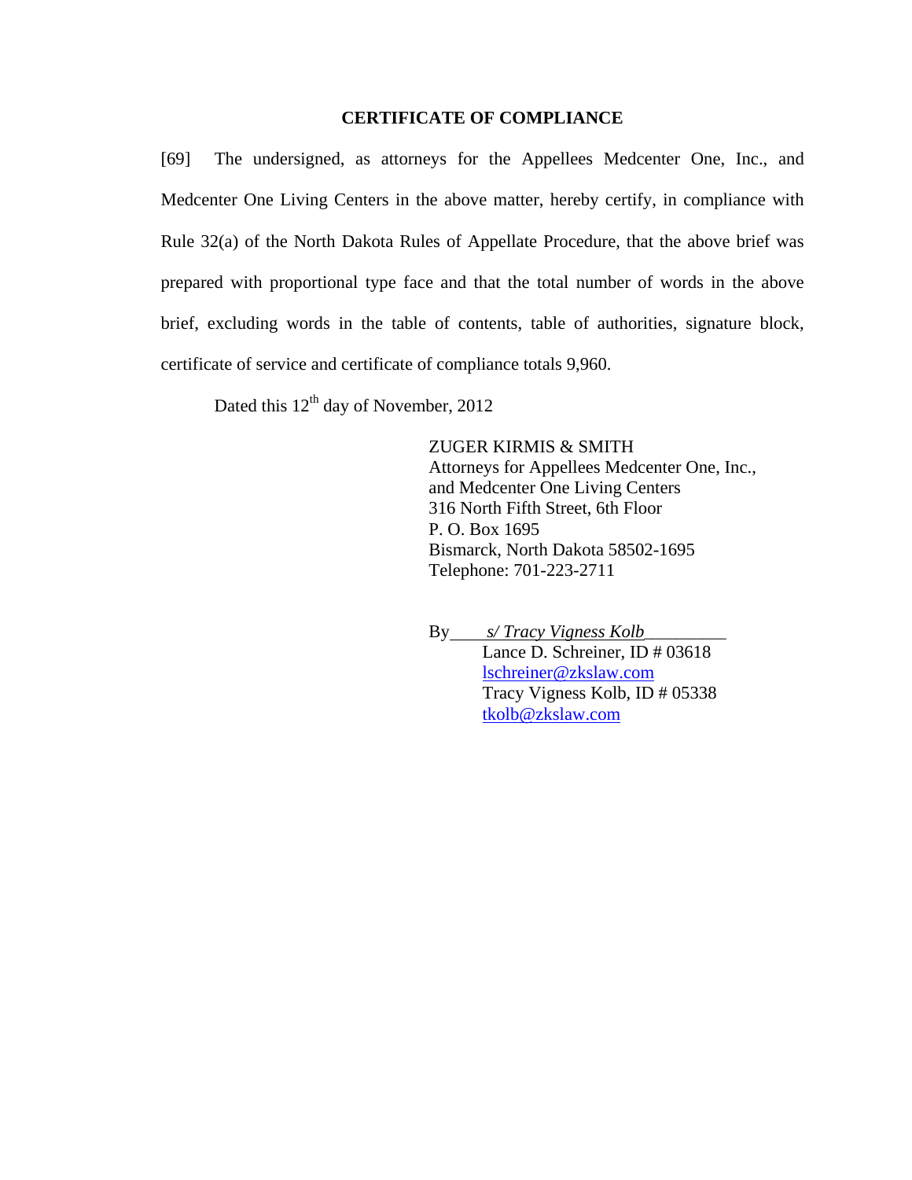## CERTIFICATE OF COMPLIANCE

[69] The undersigned, as attorneys for the Appellees Medcenter One, Inc., and Medcenter One Living Centers in the above matter, hereby certify, in compliance with Rule 32(a) of the North Dakota Rules of Appellate Procedure, that the above brief was prepared with proportional type face and that the total number of words in the above brief, excluding words in the table of contents, table of authorities, signature block, certificate of service and certificate of compliance totals 9,960.

Dated this 12th day of November, 2012

ZUGER KIRMIS & SMITH
Attorneys for Appellees Medcenter One, Inc., and Medcenter One Living Centers
316 North Fifth Street, 6th Floor
P. O. Box 1695
Bismarck, North Dakota 58502-1695
Telephone: 701-223-2711

By *s/ Tracy Vigness Kolb*
Lance D. Schreiner, ID # 03618
lschreiner@zkslaw.com
Tracy Vigness Kolb, ID # 05338
tkolb@zkslaw.com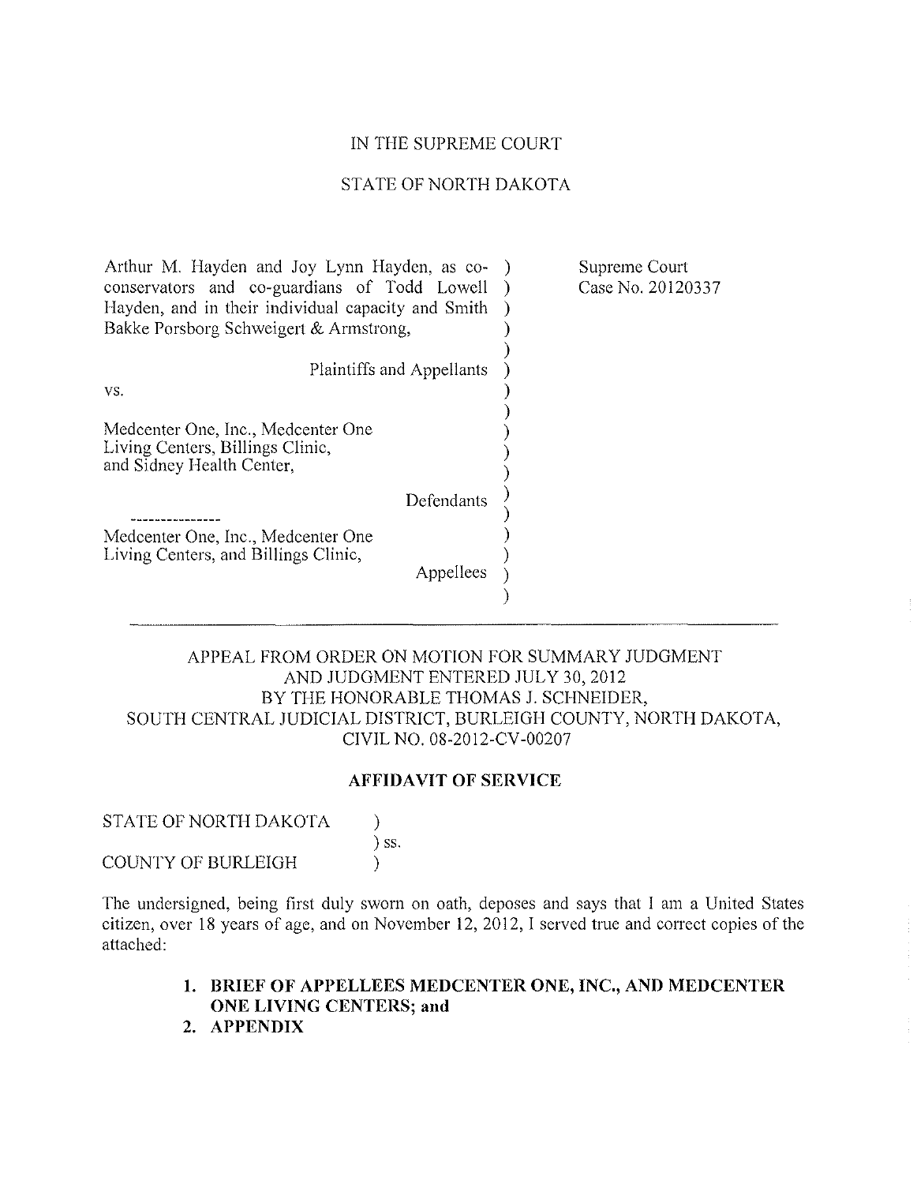IN THE SUPREME COURT

STATE OF NORTH DAKOTA

| | |
|---|---|
| Arthur M. Hayden and Joy Lynn Hayden, as co-conservators and co-guardians of Todd Lowell Hayden, and in their individual capacity and Smith Bakke Porsborg Schweigert & Armstrong,<br><br>Plaintiffs and Appellants<br><br>vs.<br><br>Medcenter One, Inc., Medcenter One Living Centers, Billings Clinic, and Sidney Health Center,<br><br>Defendants<br><br>---------------<br>Medcenter One, Inc., Medcenter One Living Centers, and Billings Clinic,<br><br>Appellees | Supreme Court<br>Case No. 20120337 |

APPEAL FROM ORDER ON MOTION FOR SUMMARY JUDGMENT AND JUDGMENT ENTERED JULY 30, 2012 BY THE HONORABLE THOMAS J. SCHNEIDER, SOUTH CENTRAL JUDICIAL DISTRICT, BURLEIGH COUNTY, NORTH DAKOTA, CIVIL NO. 08-2012-CV-00207

**AFFIDAVIT OF SERVICE**

STATE OF NORTH DAKOTA )
) ss.
COUNTY OF BURLEIGH )

The undersigned, being first duly sworn on oath, deposes and says that I am a United States citizen, over 18 years of age, and on November 12, 2012, I served true and correct copies of the attached:

1. **BRIEF OF APPELLEES MEDCENTER ONE, INC., AND MEDCENTER ONE LIVING CENTERS; and**
2. **APPENDIX**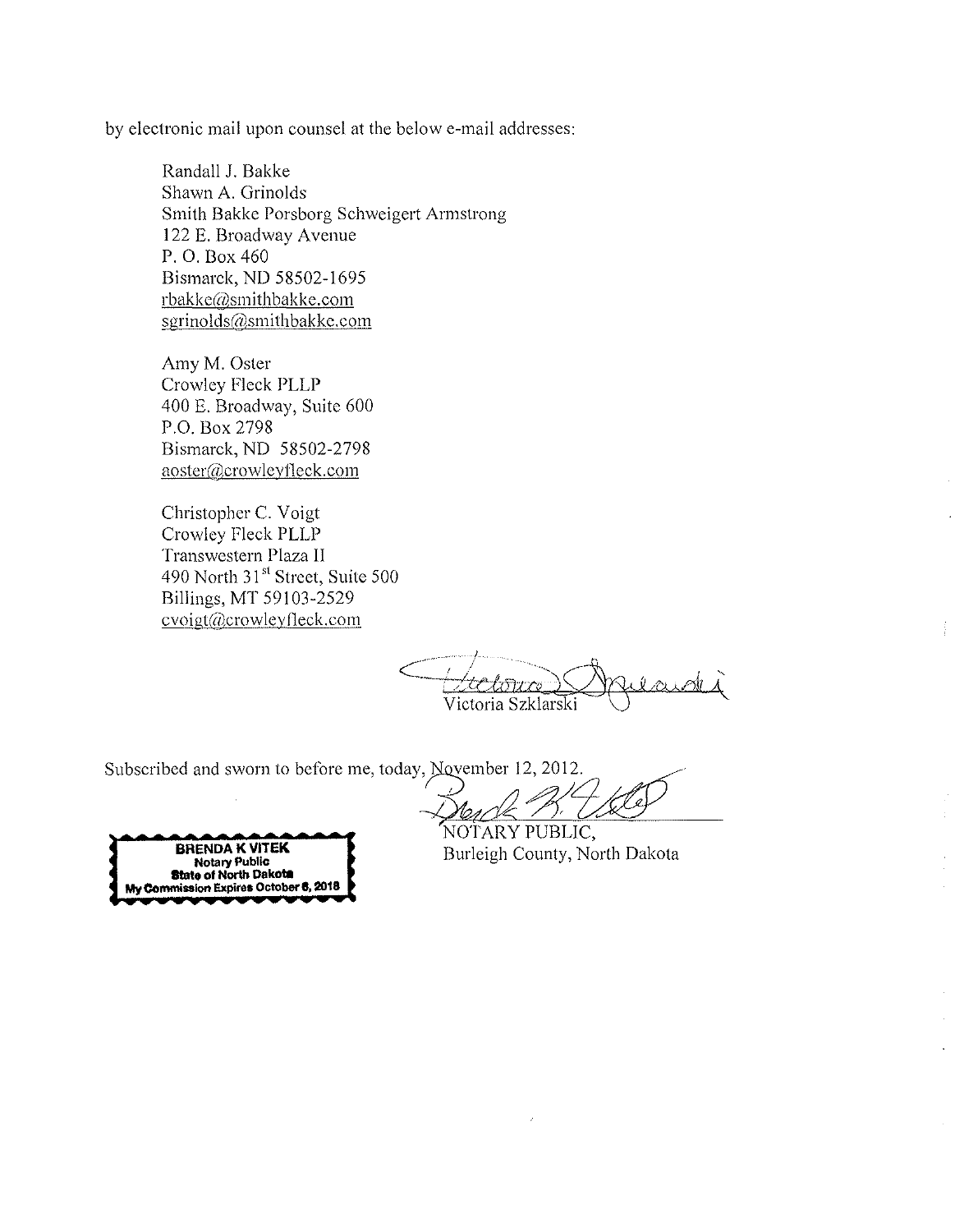by electronic mail upon counsel at the below e-mail addresses:

Randall J. Bakke
Shawn A. Grinolds
Smith Bakke Porsborg Schweigert Armstrong
122 E. Broadway Avenue
P. O. Box 460
Bismarck, ND 58502-1695
rbakke@smithbakke.com
sgrinolds@smithbakke.com

Amy M. Oster
Crowley Fleck PLLP
400 E. Broadway, Suite 600
P.O. Box 2798
Bismarck, ND 58502-2798
aoster@crowleyfleck.com

Christopher C. Voigt
Crowley Fleck PLLP
Transwestern Plaza II
490 North 31st Street, Suite 500
Billings, MT 59103-2529
cvoigt@crowleyfleck.com

Victoria Szklarski

Subscribed and sworn to before me, today, November 12, 2012.

NOTARY PUBLIC,
Burleigh County, North Dakota

BRENDA K VITEK
Notary Public
State of North Dakota
My Commission Expires October 6, 2018